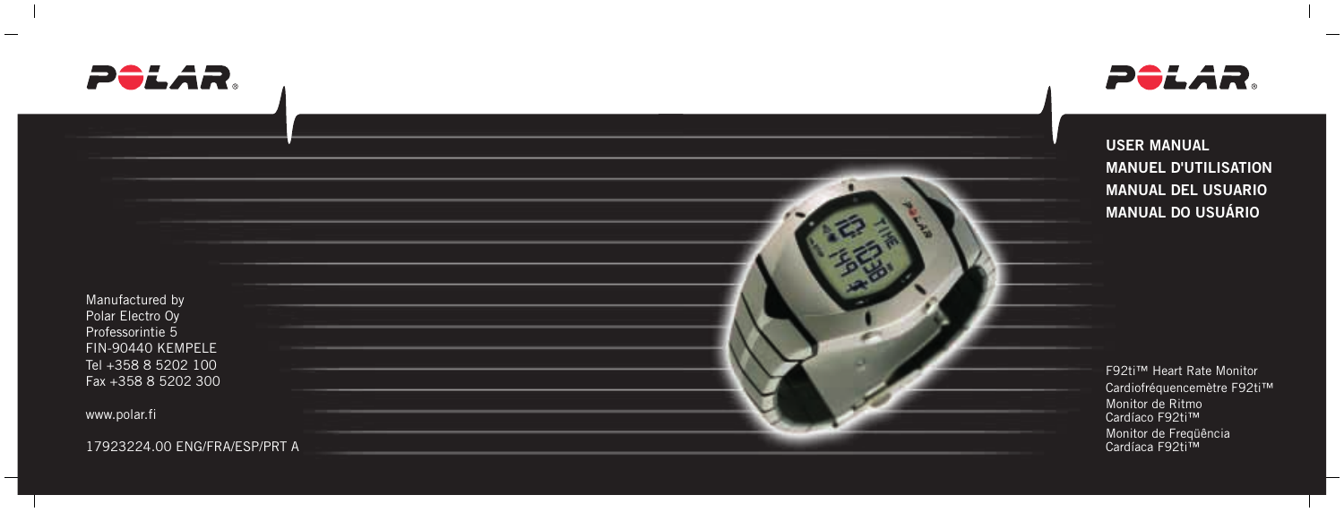POLAR®

POLAR®

**USER MANUAL**
**MANUEL D'UTILISATION**
**MANUAL DEL USUARIO**
**MANUAL DO USUÁRIO**

Manufactured by
Polar Electro Oy
Professorintie 5
FIN-90440 KEMPELE
Tel +358 8 5202 100
Fax +358 8 5202 300

www.polar.fi

17923224.00 ENG/FRA/ESP/PRT A

F92ti™ Heart Rate Monitor
Cardiofréquencemètre F92ti™
Monitor de Ritmo Cardíaco F92ti™
Monitor de Freqüência Cardíaca F92ti™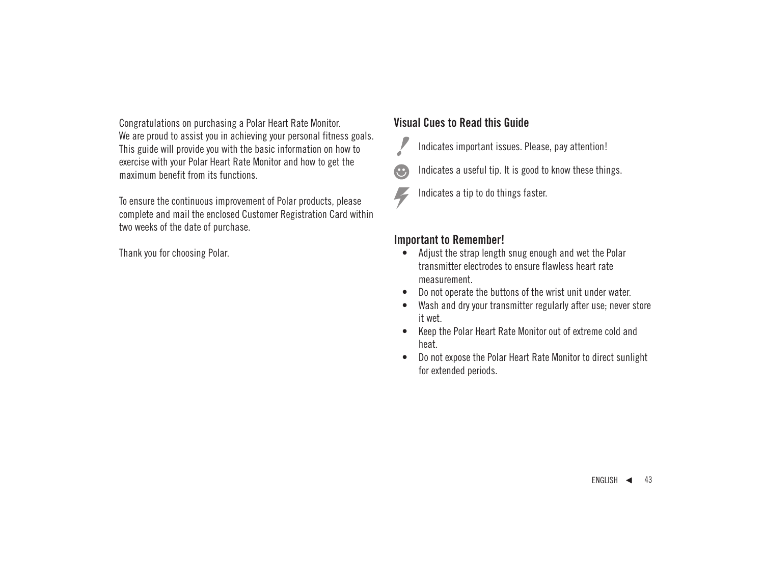Congratulations on purchasing a Polar Heart Rate Monitor.
We are proud to assist you in achieving your personal fitness goals. This guide will provide you with the basic information on how to exercise with your Polar Heart Rate Monitor and how to get the maximum benefit from its functions.

To ensure the continuous improvement of Polar products, please complete and mail the enclosed Customer Registration Card within two weeks of the date of purchase.

Thank you for choosing Polar.

## Visual Cues to Read this Guide

Indicates important issues. Please, pay attention!

Indicates a useful tip. It is good to know these things.

Indicates a tip to do things faster.

## Important to Remember!

- Adjust the strap length snug enough and wet the Polar transmitter electrodes to ensure flawless heart rate measurement.
- Do not operate the buttons of the wrist unit under water.
- Wash and dry your transmitter regularly after use; never store it wet.
- Keep the Polar Heart Rate Monitor out of extreme cold and heat.
- Do not expose the Polar Heart Rate Monitor to direct sunlight for extended periods.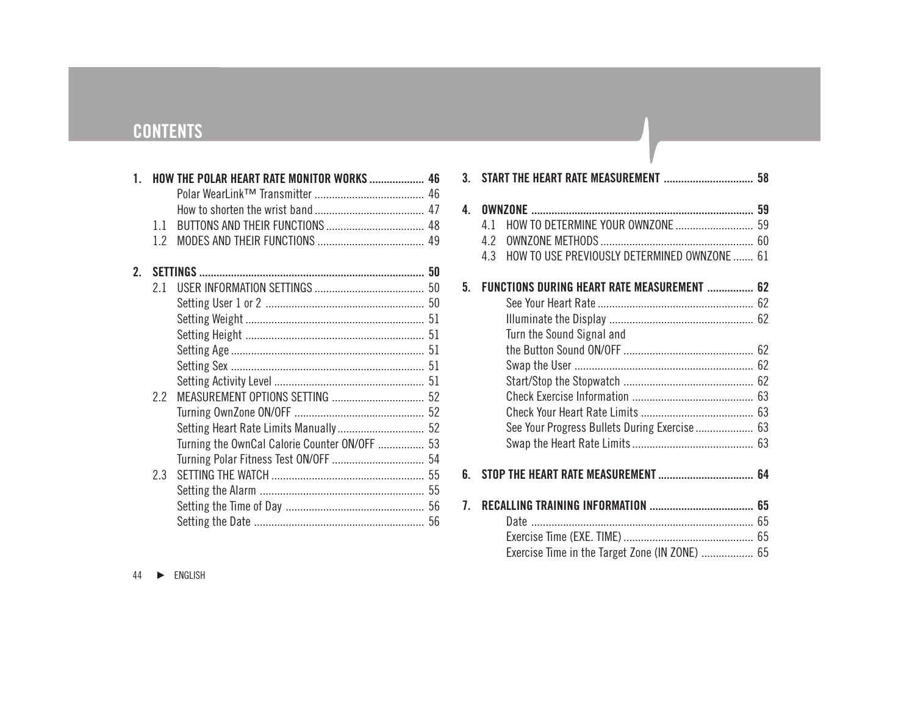# CONTENTS

**1. HOW THE POLAR HEART RATE MONITOR WORKS .................. 46**
- Polar WearLink™ Transmitter ...................................... 46
- How to shorten the wrist band ...................................... 47
- 1.1 BUTTONS AND THEIR FUNCTIONS .................................. 48
- 1.2 MODES AND THEIR FUNCTIONS ..................................... 49

**2. SETTINGS ............................................................................ 50**
- 2.1 USER INFORMATION SETTINGS ...................................... 50
  - Setting User 1 or 2 ....................................................... 50
  - Setting Weight .............................................................. 51
  - Setting Height .............................................................. 51
  - Setting Age .................................................................. 51
  - Setting Sex .................................................................. 51
  - Setting Activity Level .................................................... 51
- 2.2 MEASUREMENT OPTIONS SETTING ................................ 52
  - Turning OwnZone ON/OFF ............................................. 52
  - Setting Heart Rate Limits Manually .............................. 52
  - Turning the OwnCal Calorie Counter ON/OFF ................ 53
  - Turning Polar Fitness Test ON/OFF ................................ 54
- 2.3 SETTING THE WATCH ..................................................... 55
  - Setting the Alarm ......................................................... 55
  - Setting the Time of Day ................................................ 56
  - Setting the Date ........................................................... 56

**3. START THE HEART RATE MEASUREMENT ............................... 58**

**4. OWNZONE ............................................................................ 59**
- 4.1 HOW TO DETERMINE YOUR OWNZONE ........................... 59
- 4.2 OWNZONE METHODS ..................................................... 60
- 4.3 HOW TO USE PREVIOUSLY DETERMINED OWNZONE ....... 61

**5. FUNCTIONS DURING HEART RATE MEASUREMENT ................ 62**
- See Your Heart Rate ...................................................... 62
- Illuminate the Display .................................................. 62
- Turn the Sound Signal and the Button Sound ON/OFF ............................................. 62
- Swap the User .............................................................. 62
- Start/Stop the Stopwatch ............................................. 62
- Check Exercise Information .......................................... 63
- Check Your Heart Rate Limits ....................................... 63
- See Your Progress Bullets During Exercise .................... 63
- Swap the Heart Rate Limits .......................................... 63

**6. STOP THE HEART RATE MEASUREMENT ................................. 64**

**7. RECALLING TRAINING INFORMATION .................................... 65**
- Date ............................................................................. 65
- Exercise Time (EXE. TIME) ............................................. 65
- Exercise Time in the Target Zone (IN ZONE) .................. 65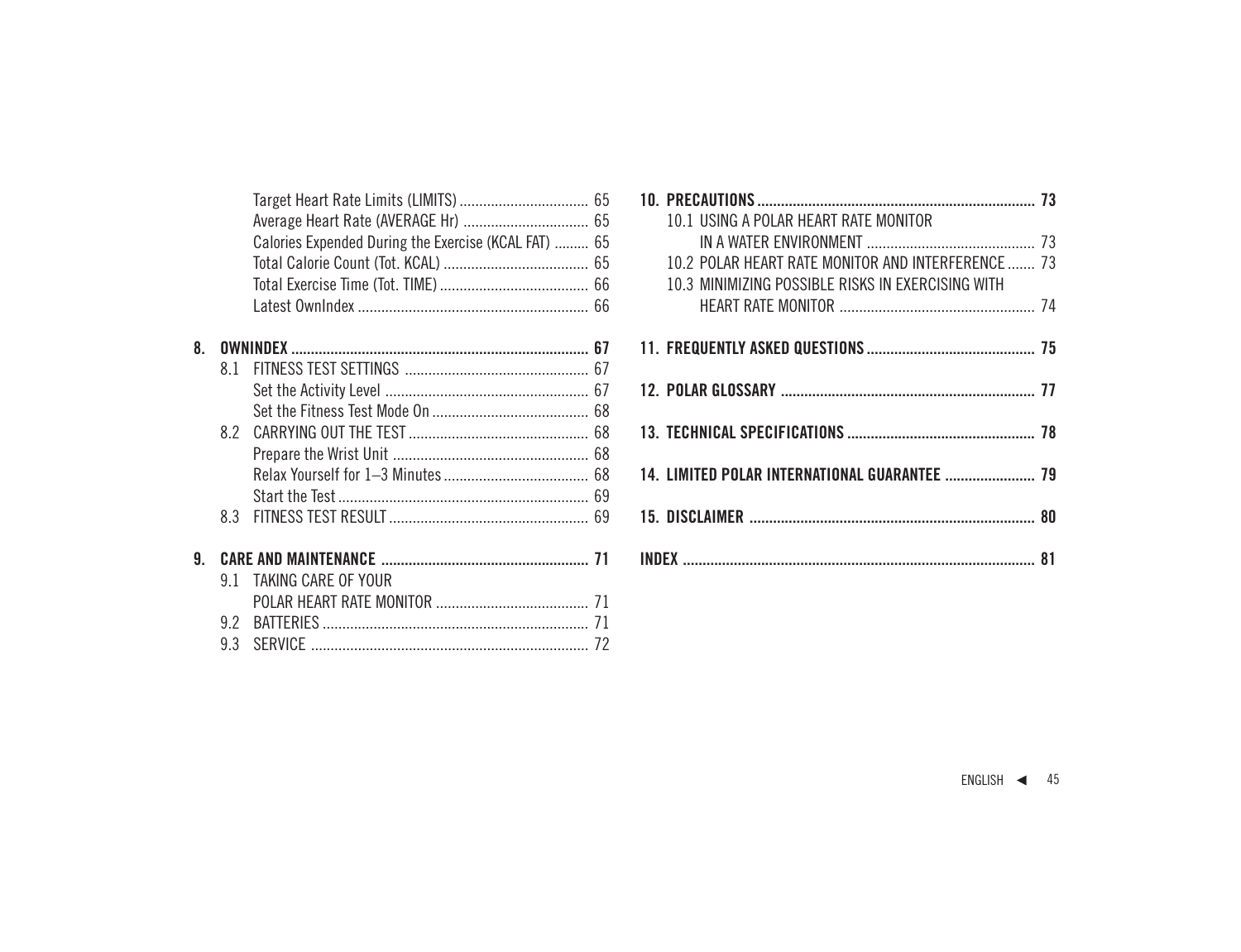Target Heart Rate Limits (LIMITS) ................................ 65
Average Heart Rate (AVERAGE Hr) ................................ 65
Calories Expended During the Exercise (KCAL FAT) ......... 65
Total Calorie Count (Tot. KCAL) ..................................... 65
Total Exercise Time (Tot. TIME) ...................................... 66
Latest OwnIndex ........................................................... 66

**8. OWNINDEX ............................................................................ 67**

8.1 FITNESS TEST SETTINGS ............................................... 67
Set the Activity Level .................................................... 67
Set the Fitness Test Mode On ........................................ 68
8.2 CARRYING OUT THE TEST .............................................. 68
Prepare the Wrist Unit .................................................. 68
Relax Yourself for 1–3 Minutes ..................................... 68
Start the Test ................................................................ 69
8.3 FITNESS TEST RESULT ................................................... 69

**9. CARE AND MAINTENANCE ..................................................... 71**

9.1 TAKING CARE OF YOUR POLAR HEART RATE MONITOR ....................................... 71
9.2 BATTERIES .................................................................... 71
9.3 SERVICE ........................................................................ 72

**10. PRECAUTIONS ...................................................................... 73**

10.1 USING A POLAR HEART RATE MONITOR IN A WATER ENVIRONMENT ........................................... 73
10.2 POLAR HEART RATE MONITOR AND INTERFERENCE ....... 73
10.3 MINIMIZING POSSIBLE RISKS IN EXERCISING WITH HEART RATE MONITOR .................................................. 74

**11. FREQUENTLY ASKED QUESTIONS ........................................... 75**

**12. POLAR GLOSSARY ................................................................. 77**

**13. TECHNICAL SPECIFICATIONS ................................................ 78**

**14. LIMITED POLAR INTERNATIONAL GUARANTEE ....................... 79**

**15. DISCLAIMER .......................................................................... 80**

**INDEX ........................................................................................ 81**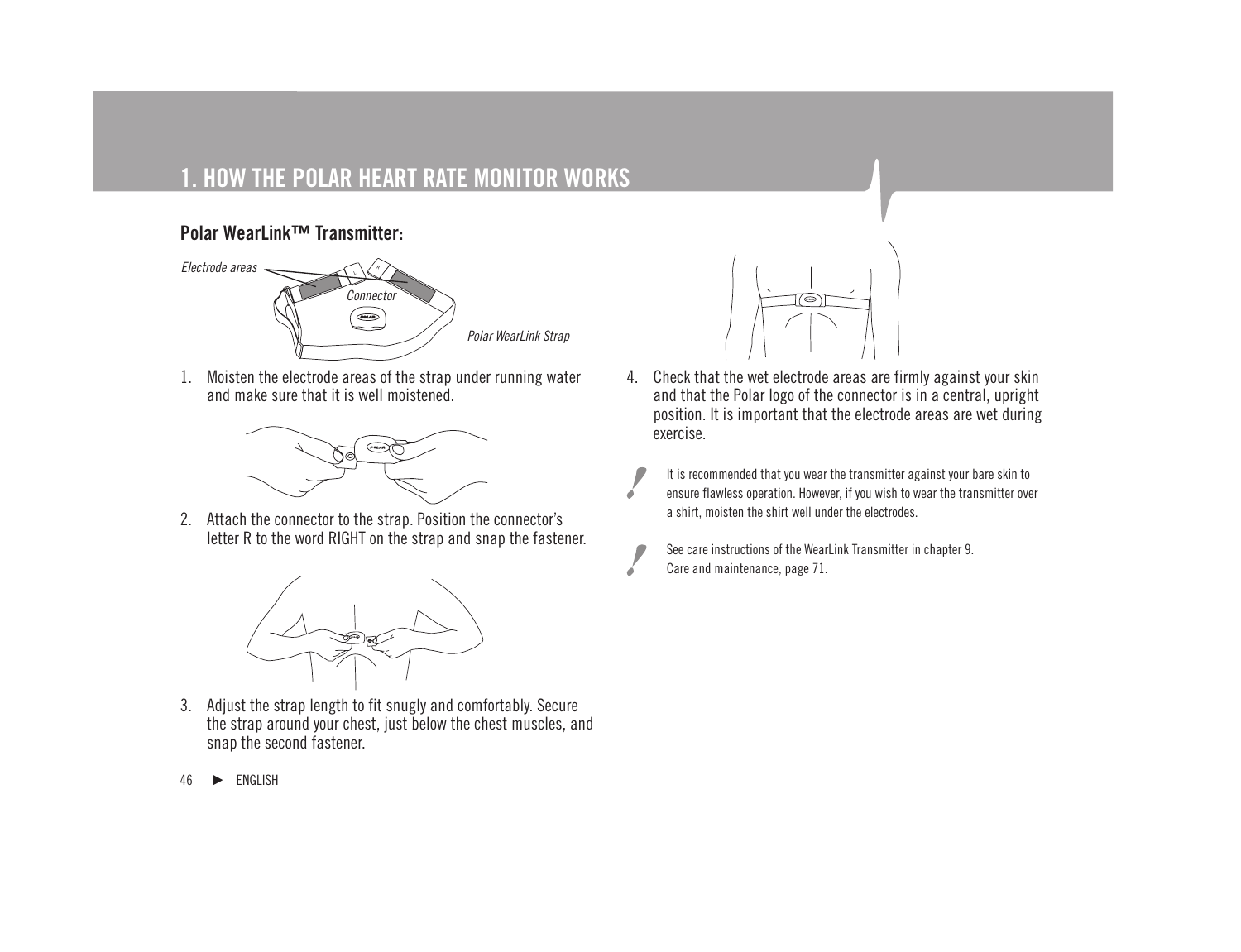# 1. HOW THE POLAR HEART RATE MONITOR WORKS

## Polar WearLink™ Transmitter:

*Electrode areas*

*Connector*

*Polar WearLink Strap*

1. Moisten the electrode areas of the strap under running water and make sure that it is well moistened.

2. Attach the connector to the strap. Position the connector's letter R to the word RIGHT on the strap and snap the fastener.

3. Adjust the strap length to fit snugly and comfortably. Secure the strap around your chest, just below the chest muscles, and snap the second fastener.

4. Check that the wet electrode areas are firmly against your skin and that the Polar logo of the connector is in a central, upright position. It is important that the electrode areas are wet during exercise.

! It is recommended that you wear the transmitter against your bare skin to ensure flawless operation. However, if you wish to wear the transmitter over a shirt, moisten the shirt well under the electrodes.

! See care instructions of the WearLink Transmitter in chapter 9. Care and maintenance, page 71.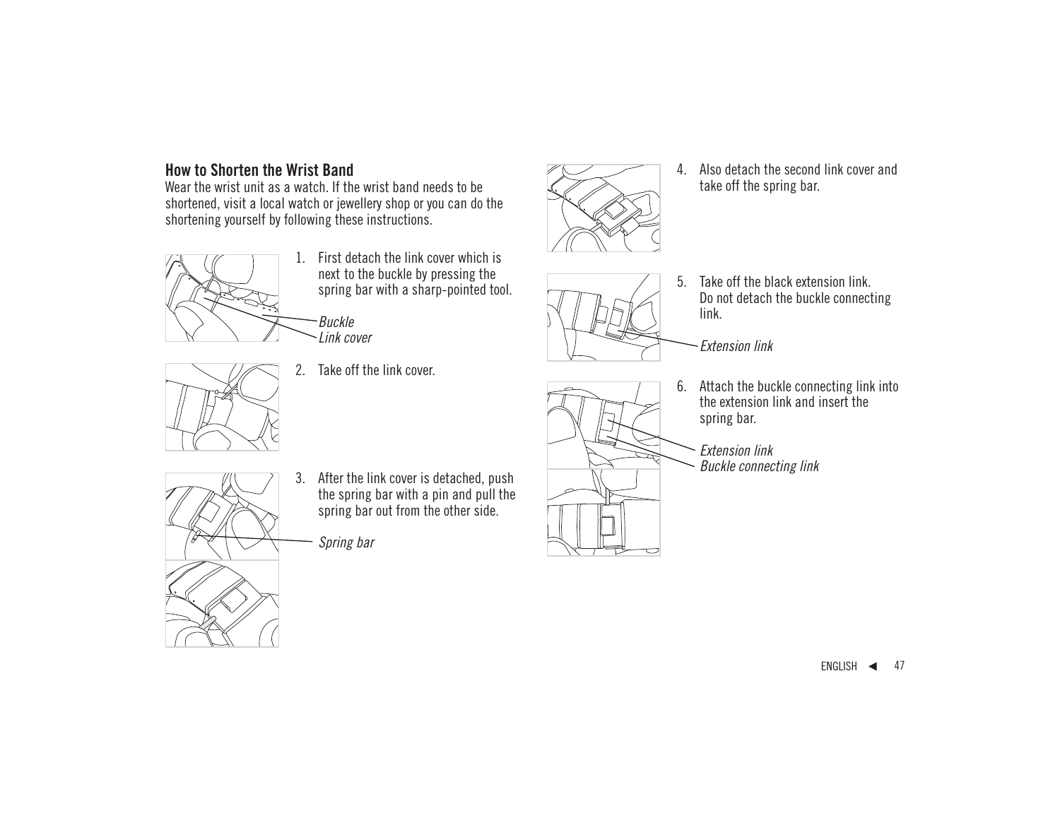## How to Shorten the Wrist Band

Wear the wrist unit as a watch. If the wrist band needs to be shortened, visit a local watch or jewellery shop or you can do the shortening yourself by following these instructions.

1. First detach the link cover which is next to the buckle by pressing the spring bar with a sharp-pointed tool.

   *Buckle*
   *Link cover*

2. Take off the link cover.

3. After the link cover is detached, push the spring bar with a pin and pull the spring bar out from the other side.

   *Spring bar*

4. Also detach the second link cover and take off the spring bar.

5. Take off the black extension link. Do not detach the buckle connecting link.

   *Extension link*

6. Attach the buckle connecting link into the extension link and insert the spring bar.

   *Extension link*
   *Buckle connecting link*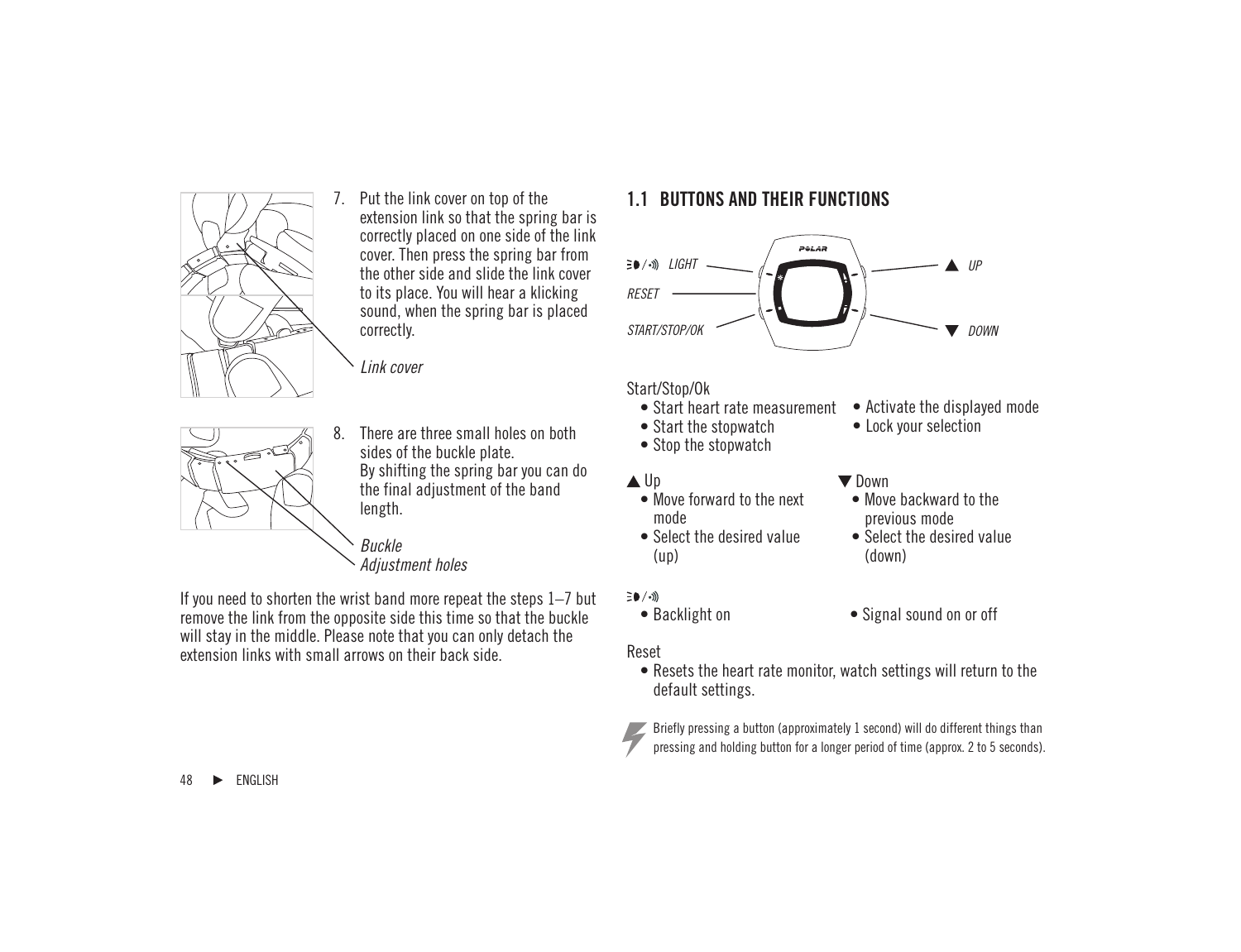7. Put the link cover on top of the extension link so that the spring bar is correctly placed on one side of the link cover. Then press the spring bar from the other side and slide the link cover to its place. You will hear a klicking sound, when the spring bar is placed correctly.

*Link cover*

8. There are three small holes on both sides of the buckle plate. By shifting the spring bar you can do the final adjustment of the band length.

*Buckle*
*Adjustment holes*

If you need to shorten the wrist band more repeat the steps 1–7 but remove the link from the opposite side this time so that the buckle will stay in the middle. Please note that you can only detach the extension links with small arrows on their back side.

## 1.1 BUTTONS AND THEIR FUNCTIONS

*LIGHT*
*RESET*
*START/STOP/OK*
▲ *UP*
▼ *DOWN*

Start/Stop/Ok

- Start heart rate measurement
- Start the stopwatch
- Stop the stopwatch
- Activate the displayed mode
- Lock your selection

▲ Up

- Move forward to the next mode
- Select the desired value (up)

▼ Down

- Move backward to the previous mode
- Select the desired value (down)

Light / Signal sound

- Backlight on
- Signal sound on or off

Reset

- Resets the heart rate monitor, watch settings will return to the default settings.

Briefly pressing a button (approximately 1 second) will do different things than pressing and holding button for a longer period of time (approx. 2 to 5 seconds).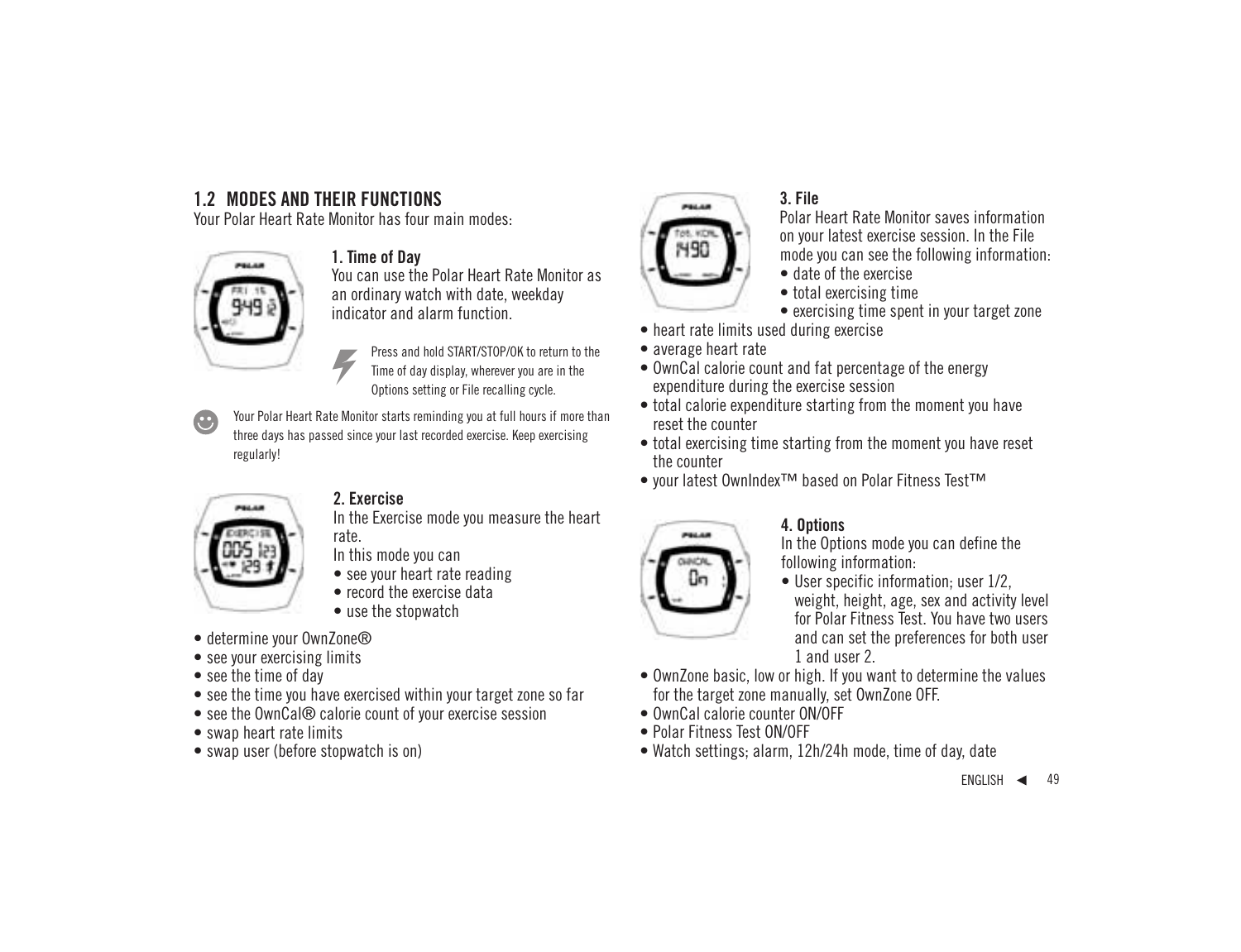## 1.2 MODES AND THEIR FUNCTIONS

Your Polar Heart Rate Monitor has four main modes:

### 1. Time of Day

You can use the Polar Heart Rate Monitor as an ordinary watch with date, weekday indicator and alarm function.

Press and hold START/STOP/OK to return to the Time of day display, wherever you are in the Options setting or File recalling cycle.

Your Polar Heart Rate Monitor starts reminding you at full hours if more than three days has passed since your last recorded exercise. Keep exercising regularly!

### 2. Exercise

In the Exercise mode you measure the heart rate.

In this mode you can

- see your heart rate reading
- record the exercise data
- use the stopwatch
- determine your OwnZone®
- see your exercising limits
- see the time of day
- see the time you have exercised within your target zone so far
- see the OwnCal® calorie count of your exercise session
- swap heart rate limits
- swap user (before stopwatch is on)

### 3. File

Polar Heart Rate Monitor saves information on your latest exercise session. In the File mode you can see the following information:

- date of the exercise
- total exercising time
- exercising time spent in your target zone
- heart rate limits used during exercise
- average heart rate
- OwnCal calorie count and fat percentage of the energy expenditure during the exercise session
- total calorie expenditure starting from the moment you have reset the counter
- total exercising time starting from the moment you have reset the counter
- your latest OwnIndex™ based on Polar Fitness Test™

### 4. Options

In the Options mode you can define the following information:

- User specific information; user 1/2, weight, height, age, sex and activity level for Polar Fitness Test. You have two users and can set the preferences for both user 1 and user 2.
- OwnZone basic, low or high. If you want to determine the values for the target zone manually, set OwnZone OFF.
- OwnCal calorie counter ON/OFF
- Polar Fitness Test ON/OFF
- Watch settings; alarm, 12h/24h mode, time of day, date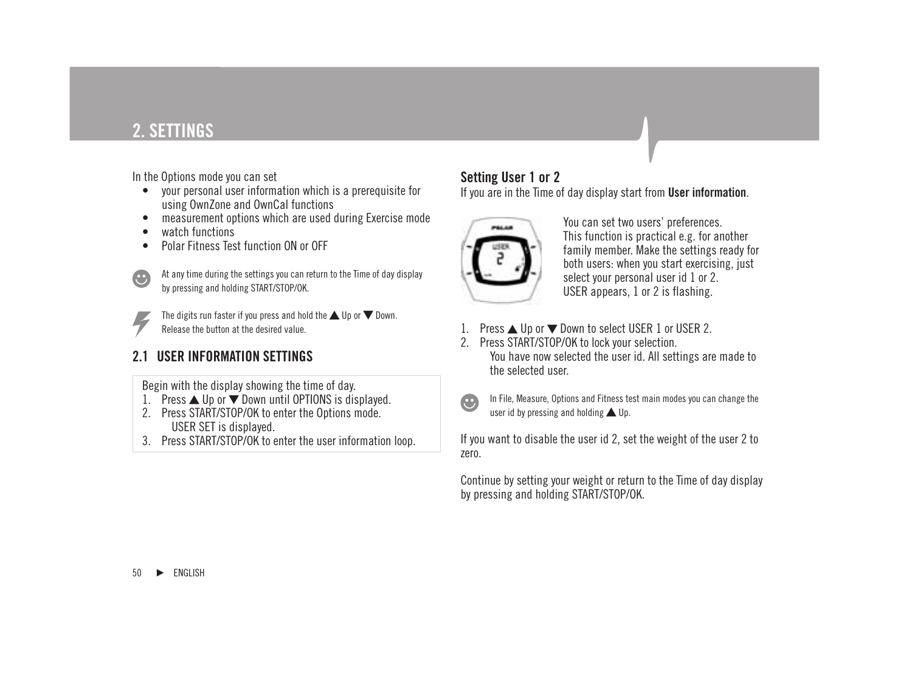# 2. SETTINGS

In the Options mode you can set

- your personal user information which is a prerequisite for using OwnZone and OwnCal functions
- measurement options which are used during Exercise mode
- watch functions
- Polar Fitness Test function ON or OFF

At any time during the settings you can return to the Time of day display by pressing and holding START/STOP/OK.

The digits run faster if you press and hold the ▲ Up or ▼ Down. Release the button at the desired value.

## 2.1 USER INFORMATION SETTINGS

Begin with the display showing the time of day.

1. Press ▲ Up or ▼ Down until OPTIONS is displayed.
2. Press START/STOP/OK to enter the Options mode.
   USER SET is displayed.
3. Press START/STOP/OK to enter the user information loop.

### Setting User 1 or 2

If you are in the Time of day display start from **User information**.

You can set two users' preferences. This function is practical e.g. for another family member. Make the settings ready for both users: when you start exercising, just select your personal user id 1 or 2.
USER appears, 1 or 2 is flashing.

1. Press ▲ Up or ▼ Down to select USER 1 or USER 2.
2. Press START/STOP/OK to lock your selection.
   You have now selected the user id. All settings are made to the selected user.

In File, Measure, Options and Fitness test main modes you can change the user id by pressing and holding ▲ Up.

If you want to disable the user id 2, set the weight of the user 2 to zero.

Continue by setting your weight or return to the Time of day display by pressing and holding START/STOP/OK.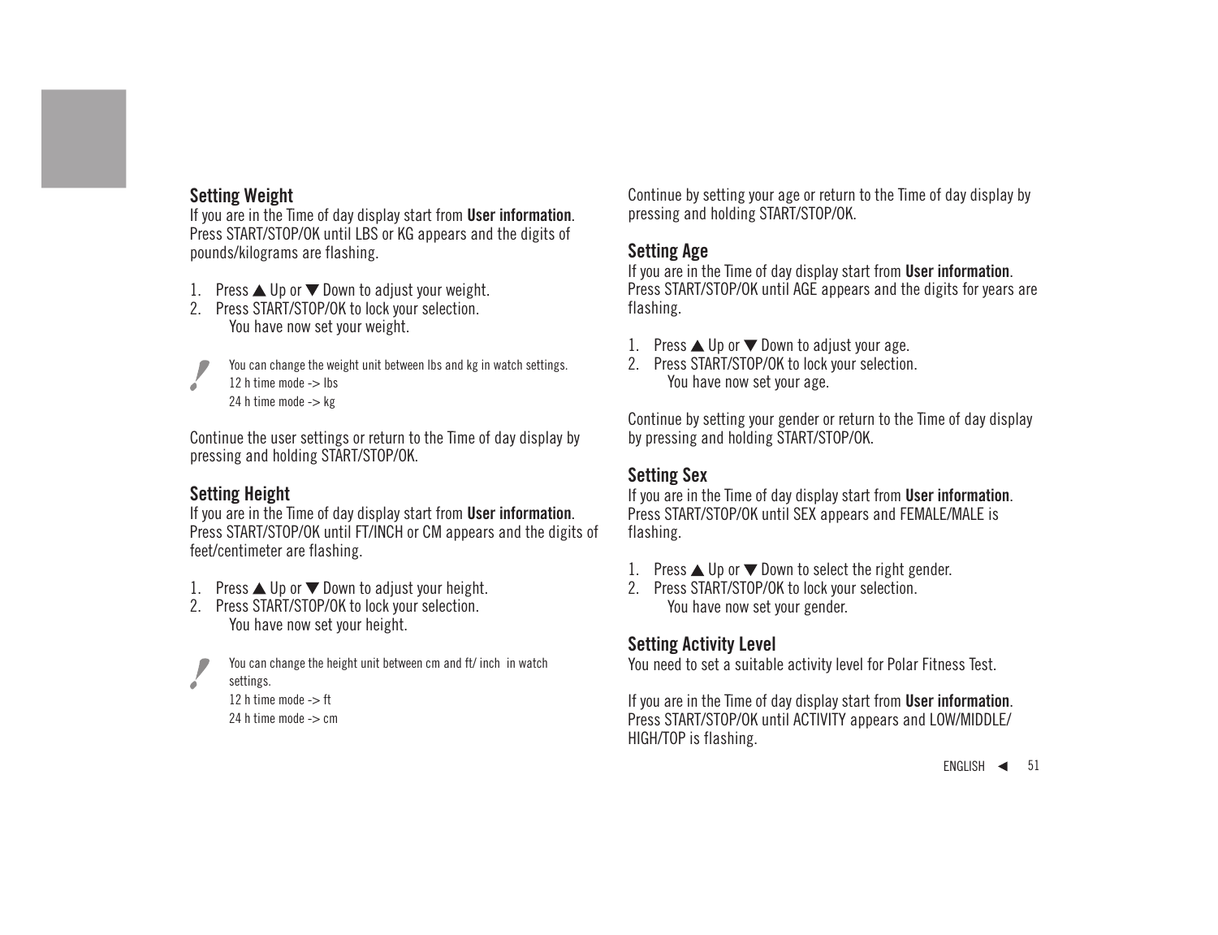### Setting Weight

If you are in the Time of day display start from **User information**. Press START/STOP/OK until LBS or KG appears and the digits of pounds/kilograms are flashing.

1. Press ▲ Up or ▼ Down to adjust your weight.
2. Press START/STOP/OK to lock your selection.
   You have now set your weight.

> You can change the weight unit between lbs and kg in watch settings.
> 12 h time mode -> lbs
> 24 h time mode -> kg

Continue the user settings or return to the Time of day display by pressing and holding START/STOP/OK.

### Setting Height

If you are in the Time of day display start from **User information**. Press START/STOP/OK until FT/INCH or CM appears and the digits of feet/centimeter are flashing.

1. Press ▲ Up or ▼ Down to adjust your height.
2. Press START/STOP/OK to lock your selection.
   You have now set your height.

> You can change the height unit between cm and ft/ inch in watch settings.
> 12 h time mode -> ft
> 24 h time mode -> cm

Continue by setting your age or return to the Time of day display by pressing and holding START/STOP/OK.

### Setting Age

If you are in the Time of day display start from **User information**. Press START/STOP/OK until AGE appears and the digits for years are flashing.

1. Press ▲ Up or ▼ Down to adjust your age.
2. Press START/STOP/OK to lock your selection.
   You have now set your age.

Continue by setting your gender or return to the Time of day display by pressing and holding START/STOP/OK.

### Setting Sex

If you are in the Time of day display start from **User information**. Press START/STOP/OK until SEX appears and FEMALE/MALE is flashing.

1. Press ▲ Up or ▼ Down to select the right gender.
2. Press START/STOP/OK to lock your selection.
   You have now set your gender.

### Setting Activity Level

You need to set a suitable activity level for Polar Fitness Test.

If you are in the Time of day display start from **User information**. Press START/STOP/OK until ACTIVITY appears and LOW/MIDDLE/HIGH/TOP is flashing.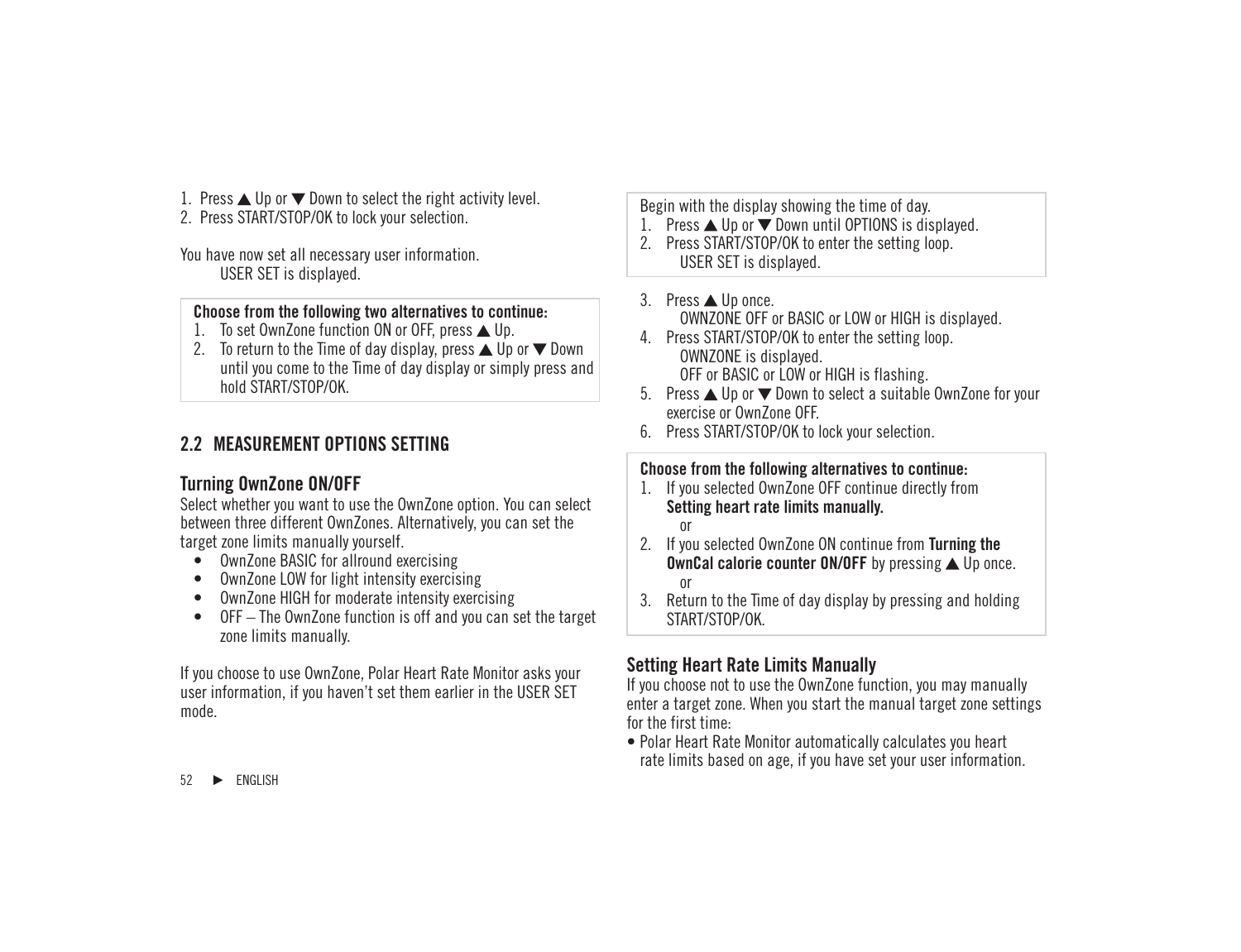1. Press ▲ Up or ▼ Down to select the right activity level.
2. Press START/STOP/OK to lock your selection.

You have now set all necessary user information.
USER SET is displayed.

**Choose from the following two alternatives to continue:**
1. To set OwnZone function ON or OFF, press ▲ Up.
2. To return to the Time of day display, press ▲ Up or ▼ Down until you come to the Time of day display or simply press and hold START/STOP/OK.

## 2.2 MEASUREMENT OPTIONS SETTING

### Turning OwnZone ON/OFF

Select whether you want to use the OwnZone option. You can select between three different OwnZones. Alternatively, you can set the target zone limits manually yourself.

- OwnZone BASIC for allround exercising
- OwnZone LOW for light intensity exercising
- OwnZone HIGH for moderate intensity exercising
- OFF – The OwnZone function is off and you can set the target zone limits manually.

If you choose to use OwnZone, Polar Heart Rate Monitor asks your user information, if you haven't set them earlier in the USER SET mode.

Begin with the display showing the time of day.
1. Press ▲ Up or ▼ Down until OPTIONS is displayed.
2. Press START/STOP/OK to enter the setting loop.
   USER SET is displayed.
3. Press ▲ Up once.
   OWNZONE OFF or BASIC or LOW or HIGH is displayed.
4. Press START/STOP/OK to enter the setting loop.
   OWNZONE is displayed.
   OFF or BASIC or LOW or HIGH is flashing.
5. Press ▲ Up or ▼ Down to select a suitable OwnZone for your exercise or OwnZone OFF.
6. Press START/STOP/OK to lock your selection.

**Choose from the following alternatives to continue:**
1. If you selected OwnZone OFF continue directly from **Setting heart rate limits manually.**
   or
2. If you selected OwnZone ON continue from **Turning the OwnCal calorie counter ON/OFF** by pressing ▲ Up once.
   or
3. Return to the Time of day display by pressing and holding START/STOP/OK.

### Setting Heart Rate Limits Manually

If you choose not to use the OwnZone function, you may manually enter a target zone. When you start the manual target zone settings for the first time:

- Polar Heart Rate Monitor automatically calculates you heart rate limits based on age, if you have set your user information.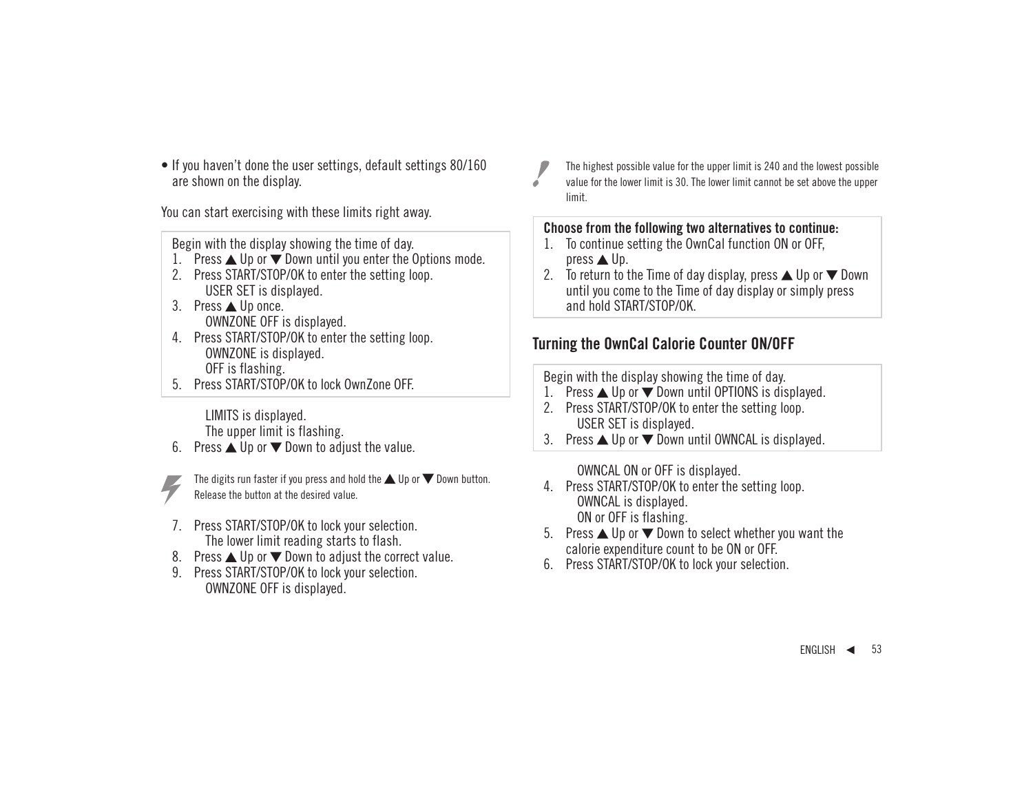• If you haven't done the user settings, default settings 80/160 are shown on the display.

You can start exercising with these limits right away.

Begin with the display showing the time of day.

1. Press ▲ Up or ▼ Down until you enter the Options mode.
2. Press START/STOP/OK to enter the setting loop.
   USER SET is displayed.
3. Press ▲ Up once.
   OWNZONE OFF is displayed.
4. Press START/STOP/OK to enter the setting loop.
   OWNZONE is displayed.
   OFF is flashing.
5. Press START/STOP/OK to lock OwnZone OFF.
   LIMITS is displayed.
   The upper limit is flashing.
6. Press ▲ Up or ▼ Down to adjust the value.

The digits run faster if you press and hold the ▲ Up or ▼ Down button. Release the button at the desired value.

7. Press START/STOP/OK to lock your selection.
   The lower limit reading starts to flash.
8. Press ▲ Up or ▼ Down to adjust the correct value.
9. Press START/STOP/OK to lock your selection.
   OWNZONE OFF is displayed.

The highest possible value for the upper limit is 240 and the lowest possible value for the lower limit is 30. The lower limit cannot be set above the upper limit.

**Choose from the following two alternatives to continue:**

1. To continue setting the OwnCal function ON or OFF, press ▲ Up.
2. To return to the Time of day display, press ▲ Up or ▼ Down until you come to the Time of day display or simply press and hold START/STOP/OK.

## Turning the OwnCal Calorie Counter ON/OFF

Begin with the display showing the time of day.

1. Press ▲ Up or ▼ Down until OPTIONS is displayed.
2. Press START/STOP/OK to enter the setting loop.
   USER SET is displayed.
3. Press ▲ Up or ▼ Down until OWNCAL is displayed.
   OWNCAL ON or OFF is displayed.
4. Press START/STOP/OK to enter the setting loop.
   OWNCAL is displayed.
   ON or OFF is flashing.
5. Press ▲ Up or ▼ Down to select whether you want the calorie expenditure count to be ON or OFF.
6. Press START/STOP/OK to lock your selection.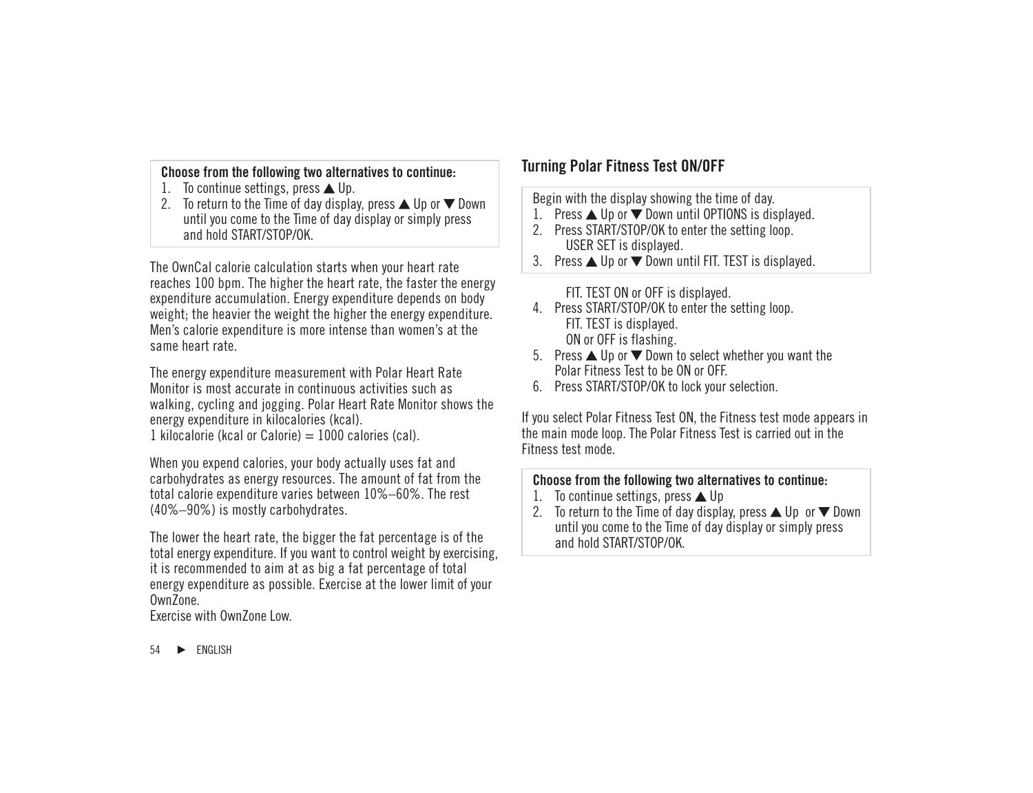**Choose from the following two alternatives to continue:**

1. To continue settings, press ▲ Up.
2. To return to the Time of day display, press ▲ Up or ▼ Down until you come to the Time of day display or simply press and hold START/STOP/OK.

The OwnCal calorie calculation starts when your heart rate reaches 100 bpm. The higher the heart rate, the faster the energy expenditure accumulation. Energy expenditure depends on body weight; the heavier the weight the higher the energy expenditure. Men's calorie expenditure is more intense than women's at the same heart rate.

The energy expenditure measurement with Polar Heart Rate Monitor is most accurate in continuous activities such as walking, cycling and jogging. Polar Heart Rate Monitor shows the energy expenditure in kilocalories (kcal).
1 kilocalorie (kcal or Calorie) = 1000 calories (cal).

When you expend calories, your body actually uses fat and carbohydrates as energy resources. The amount of fat from the total calorie expenditure varies between 10%–60%. The rest (40%–90%) is mostly carbohydrates.

The lower the heart rate, the bigger the fat percentage is of the total energy expenditure. If you want to control weight by exercising, it is recommended to aim at as big a fat percentage of total energy expenditure as possible. Exercise at the lower limit of your OwnZone.
Exercise with OwnZone Low.

## Turning Polar Fitness Test ON/OFF

Begin with the display showing the time of day.

1. Press ▲ Up or ▼ Down until OPTIONS is displayed.
2. Press START/STOP/OK to enter the setting loop.
   USER SET is displayed.
3. Press ▲ Up or ▼ Down until FIT. TEST is displayed.

   FIT. TEST ON or OFF is displayed.
4. Press START/STOP/OK to enter the setting loop.
   FIT. TEST is displayed.
   ON or OFF is flashing.
5. Press ▲ Up or ▼ Down to select whether you want the Polar Fitness Test to be ON or OFF.
6. Press START/STOP/OK to lock your selection.

If you select Polar Fitness Test ON, the Fitness test mode appears in the main mode loop. The Polar Fitness Test is carried out in the Fitness test mode.

**Choose from the following two alternatives to continue:**

1. To continue settings, press ▲ Up
2. To return to the Time of day display, press ▲ Up or ▼ Down until you come to the Time of day display or simply press and hold START/STOP/OK.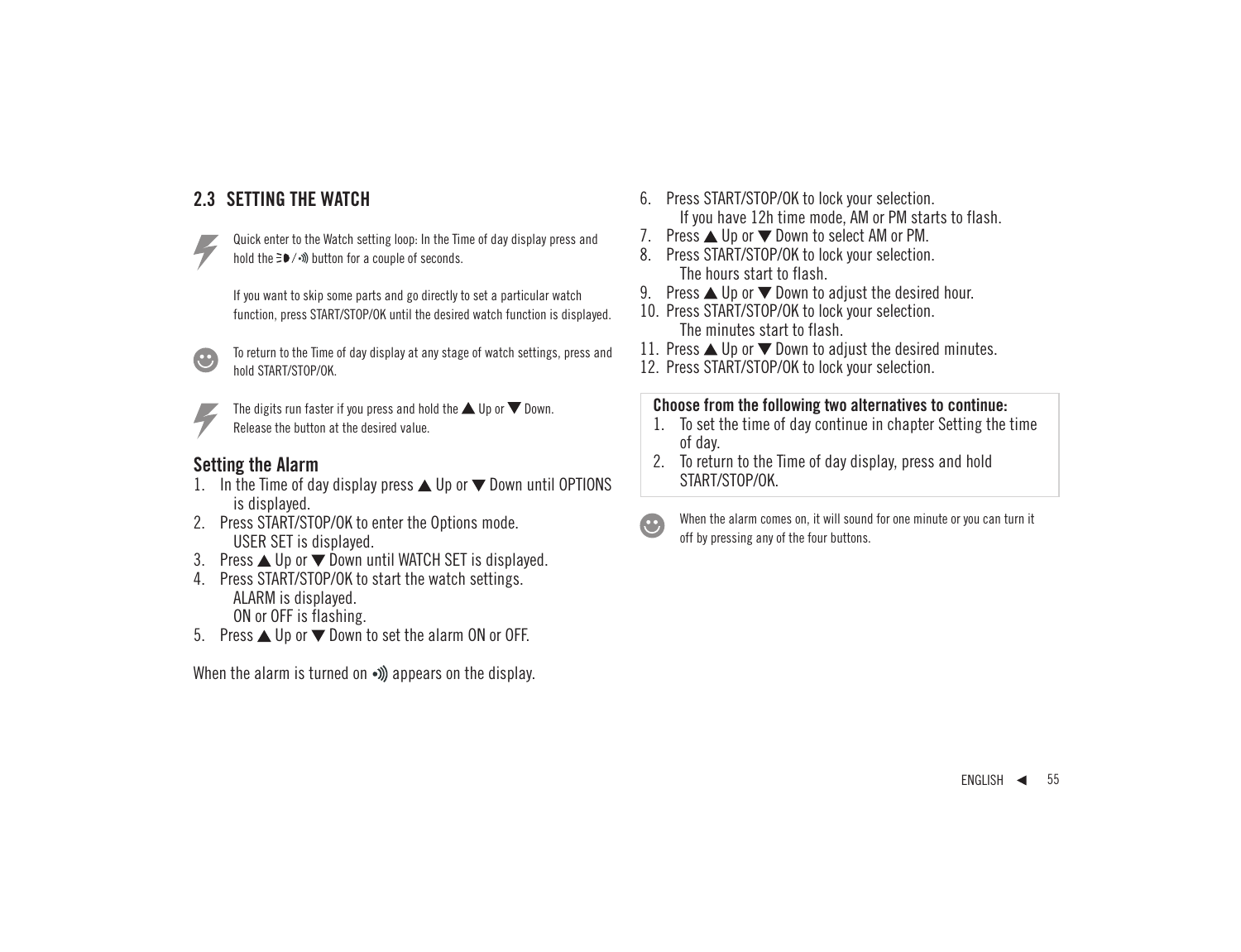## 2.3 SETTING THE WATCH

Quick enter to the Watch setting loop: In the Time of day display press and hold the ≡◗ / •))) button for a couple of seconds.

If you want to skip some parts and go directly to set a particular watch function, press START/STOP/OK until the desired watch function is displayed.

To return to the Time of day display at any stage of watch settings, press and hold START/STOP/OK.

The digits run faster if you press and hold the ▲ Up or ▼ Down. Release the button at the desired value.

### Setting the Alarm

1. In the Time of day display press ▲ Up or ▼ Down until OPTIONS is displayed.
2. Press START/STOP/OK to enter the Options mode.
   USER SET is displayed.
3. Press ▲ Up or ▼ Down until WATCH SET is displayed.
4. Press START/STOP/OK to start the watch settings.
   ALARM is displayed.
   ON or OFF is flashing.
5. Press ▲ Up or ▼ Down to set the alarm ON or OFF.

When the alarm is turned on •))) appears on the display.

6. Press START/STOP/OK to lock your selection.
   If you have 12h time mode, AM or PM starts to flash.
7. Press ▲ Up or ▼ Down to select AM or PM.
8. Press START/STOP/OK to lock your selection.
   The hours start to flash.
9. Press ▲ Up or ▼ Down to adjust the desired hour.
10. Press START/STOP/OK to lock your selection.
    The minutes start to flash.
11. Press ▲ Up or ▼ Down to adjust the desired minutes.
12. Press START/STOP/OK to lock your selection.

**Choose from the following two alternatives to continue:**
1. To set the time of day continue in chapter Setting the time of day.
2. To return to the Time of day display, press and hold START/STOP/OK.

When the alarm comes on, it will sound for one minute or you can turn it off by pressing any of the four buttons.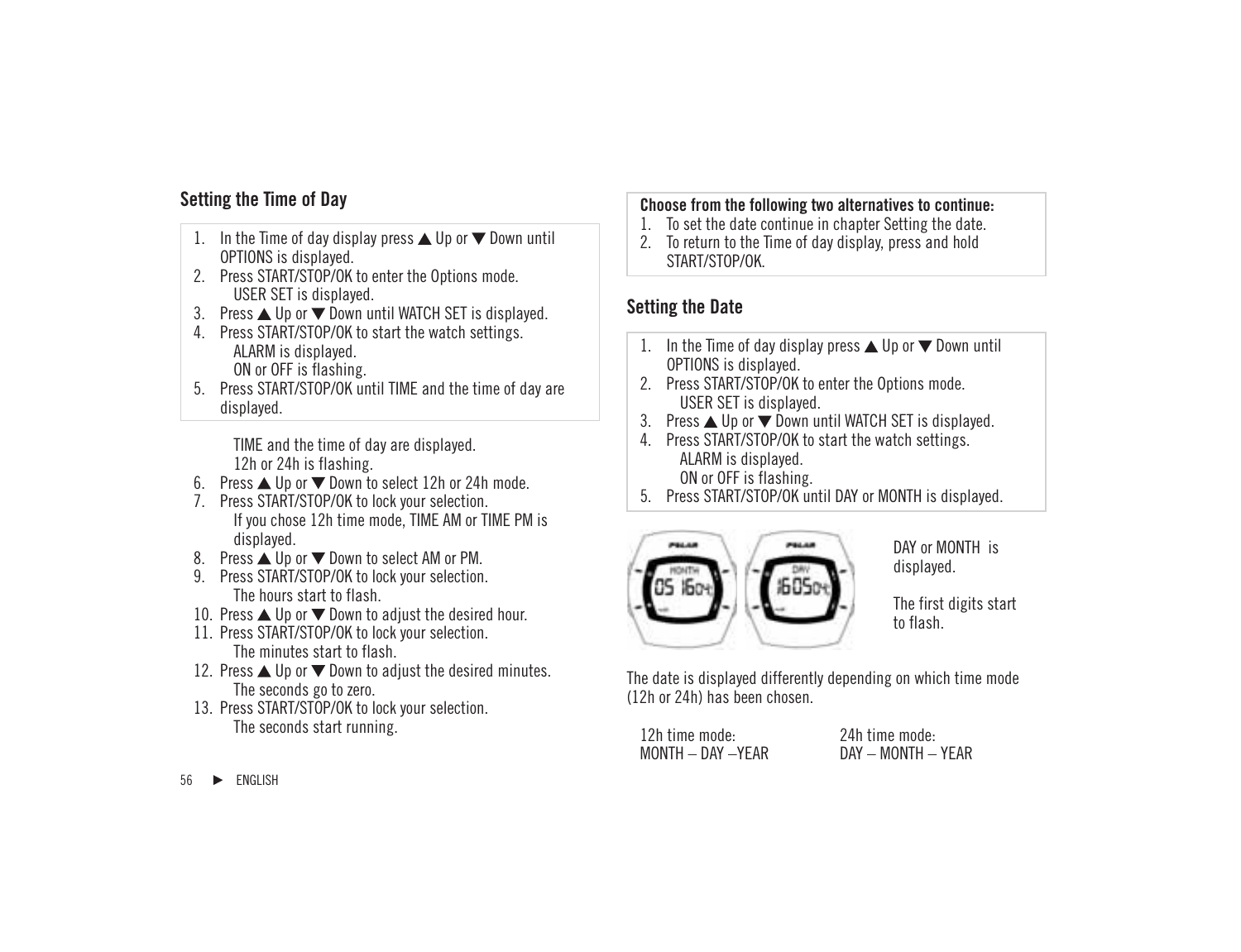## Setting the Time of Day

1. In the Time of day display press ▲ Up or ▼ Down until OPTIONS is displayed.
2. Press START/STOP/OK to enter the Options mode.
   USER SET is displayed.
3. Press ▲ Up or ▼ Down until WATCH SET is displayed.
4. Press START/STOP/OK to start the watch settings.
   ALARM is displayed.
   ON or OFF is flashing.
5. Press START/STOP/OK until TIME and the time of day are displayed.

   TIME and the time of day are displayed.
   12h or 24h is flashing.
6. Press ▲ Up or ▼ Down to select 12h or 24h mode.
7. Press START/STOP/OK to lock your selection.
   If you chose 12h time mode, TIME AM or TIME PM is displayed.
8. Press ▲ Up or ▼ Down to select AM or PM.
9. Press START/STOP/OK to lock your selection.
   The hours start to flash.
10. Press ▲ Up or ▼ Down to adjust the desired hour.
11. Press START/STOP/OK to lock your selection.
    The minutes start to flash.
12. Press ▲ Up or ▼ Down to adjust the desired minutes.
    The seconds go to zero.
13. Press START/STOP/OK to lock your selection.
    The seconds start running.

**Choose from the following two alternatives to continue:**

1. To set the date continue in chapter Setting the date.
2. To return to the Time of day display, press and hold START/STOP/OK.

## Setting the Date

1. In the Time of day display press ▲ Up or ▼ Down until OPTIONS is displayed.
2. Press START/STOP/OK to enter the Options mode.
   USER SET is displayed.
3. Press ▲ Up or ▼ Down until WATCH SET is displayed.
4. Press START/STOP/OK to start the watch settings.
   ALARM is displayed.
   ON or OFF is flashing.
5. Press START/STOP/OK until DAY or MONTH is displayed.

DAY or MONTH is displayed.

The first digits start to flash.

The date is displayed differently depending on which time mode (12h or 24h) has been chosen.

| 12h time mode: | 24h time mode: |
|---|---|
| MONTH – DAY –YEAR | DAY – MONTH – YEAR |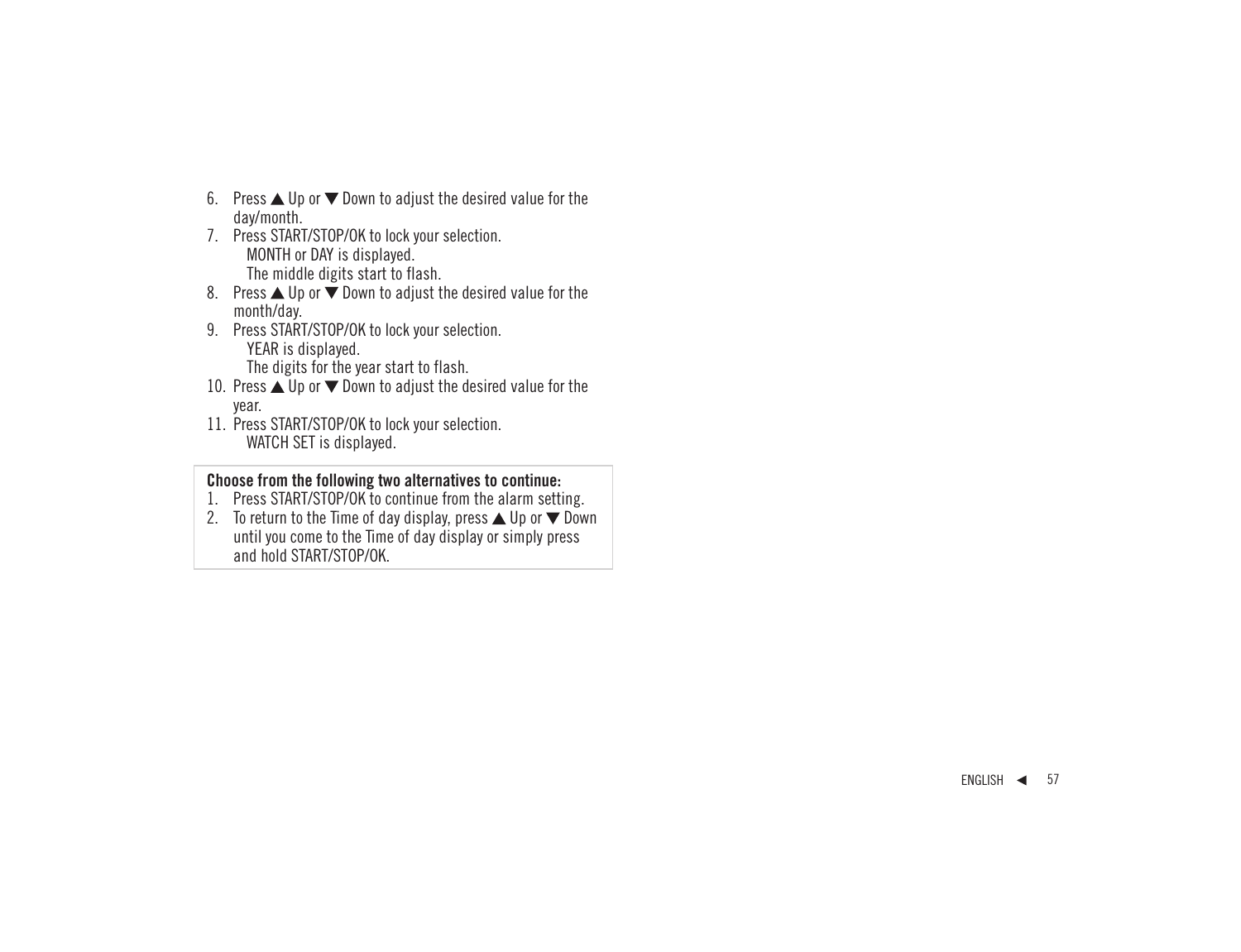6. Press ▲ Up or ▼ Down to adjust the desired value for the day/month.
7. Press START/STOP/OK to lock your selection.
   MONTH or DAY is displayed.
   The middle digits start to flash.
8. Press ▲ Up or ▼ Down to adjust the desired value for the month/day.
9. Press START/STOP/OK to lock your selection.
   YEAR is displayed.
   The digits for the year start to flash.
10. Press ▲ Up or ▼ Down to adjust the desired value for the year.
11. Press START/STOP/OK to lock your selection.
    WATCH SET is displayed.

**Choose from the following two alternatives to continue:**

1. Press START/STOP/OK to continue from the alarm setting.
2. To return to the Time of day display, press ▲ Up or ▼ Down until you come to the Time of day display or simply press and hold START/STOP/OK.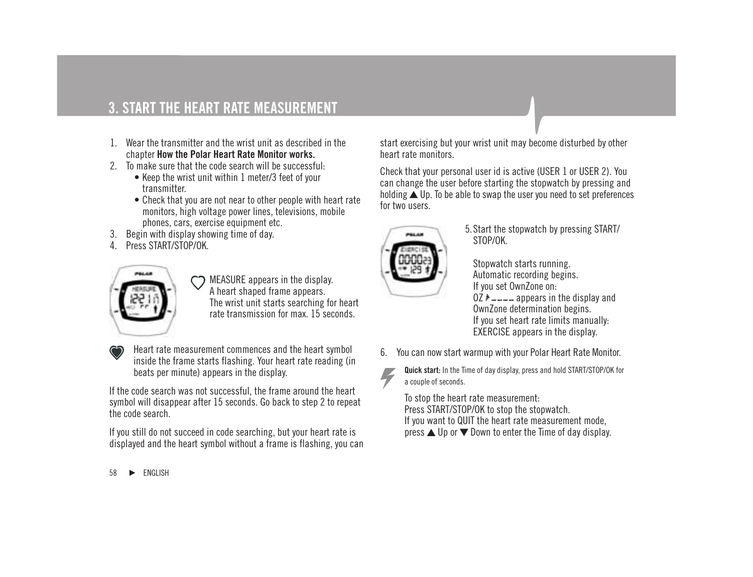# 3. START THE HEART RATE MEASUREMENT

1. Wear the transmitter and the wrist unit as described in the chapter **How the Polar Heart Rate Monitor works.**
2. To make sure that the code search will be successful:
   - Keep the wrist unit within 1 meter/3 feet of your transmitter.
   - Check that you are not near to other people with heart rate monitors, high voltage power lines, televisions, mobile phones, cars, exercise equipment etc.
3. Begin with display showing time of day.
4. Press START/STOP/OK.

MEASURE appears in the display.
A heart shaped frame appears.
The wrist unit starts searching for heart rate transmission for max. 15 seconds.

Heart rate measurement commences and the heart symbol inside the frame starts flashing. Your heart rate reading (in beats per minute) appears in the display.

If the code search was not successful, the frame around the heart symbol will disappear after 15 seconds. Go back to step 2 to repeat the code search.

If you still do not succeed in code searching, but your heart rate is displayed and the heart symbol without a frame is flashing, you can start exercising but your wrist unit may become disturbed by other heart rate monitors.

Check that your personal user id is active (USER 1 or USER 2). You can change the user before starting the stopwatch by pressing and holding ▲ Up. To be able to swap the user you need to set preferences for two users.

5. Start the stopwatch by pressing START/STOP/OK.

   Stopwatch starts running.
   Automatic recording begins.
   If you set OwnZone on:
   OZ appears in the display and OwnZone determination begins.
   If you set heart rate limits manually:
   EXERCISE appears in the display.

6. You can now start warmup with your Polar Heart Rate Monitor.

**Quick start:** In the Time of day display, press and hold START/STOP/OK for a couple of seconds.

To stop the heart rate measurement:
Press START/STOP/OK to stop the stopwatch.
If you want to QUIT the heart rate measurement mode, press ▲ Up or ▼ Down to enter the Time of day display.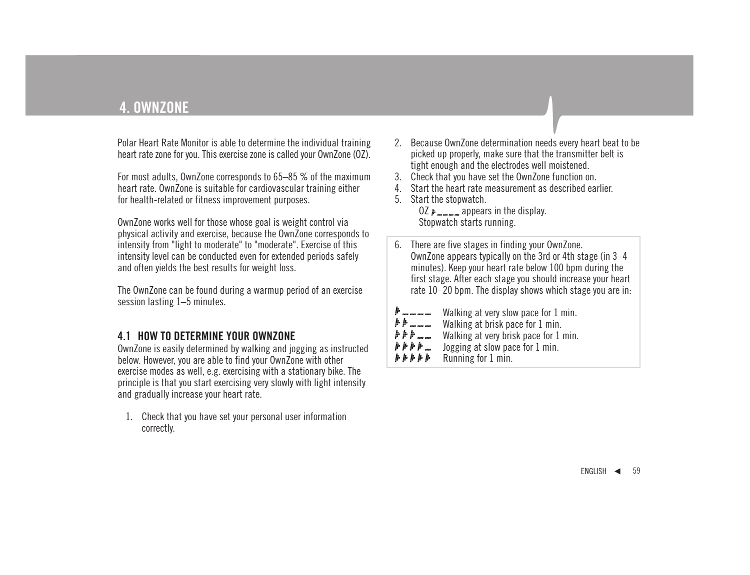# 4. OWNZONE

Polar Heart Rate Monitor is able to determine the individual training heart rate zone for you. This exercise zone is called your OwnZone (OZ).

For most adults, OwnZone corresponds to 65–85 % of the maximum heart rate. OwnZone is suitable for cardiovascular training either for health-related or fitness improvement purposes.

OwnZone works well for those whose goal is weight control via physical activity and exercise, because the OwnZone corresponds to intensity from "light to moderate" to "moderate". Exercise of this intensity level can be conducted even for extended periods safely and often yields the best results for weight loss.

The OwnZone can be found during a warmup period of an exercise session lasting 1–5 minutes.

## 4.1 HOW TO DETERMINE YOUR OWNZONE

OwnZone is easily determined by walking and jogging as instructed below. However, you are able to find your OwnZone with other exercise modes as well, e.g. exercising with a stationary bike. The principle is that you start exercising very slowly with light intensity and gradually increase your heart rate.

1. Check that you have set your personal user information correctly.
2. Because OwnZone determination needs every heart beat to be picked up properly, make sure that the transmitter belt is tight enough and the electrodes well moistened.
3. Check that you have set the OwnZone function on.
4. Start the heart rate measurement as described earlier.
5. Start the stopwatch.
   OZ ♥ _ _ _ _ appears in the display.
   Stopwatch starts running.
6. There are five stages in finding your OwnZone. OwnZone appears typically on the 3rd or 4th stage (in 3–4 minutes). Keep your heart rate below 100 bpm during the first stage. After each stage you should increase your heart rate 10–20 bpm. The display shows which stage you are in:

| | |
|---|---|
| ♥ _ _ _ _ | Walking at very slow pace for 1 min. |
| ♥ ♥ _ _ _ | Walking at brisk pace for 1 min. |
| ♥ ♥ ♥ _ _ | Walking at very brisk pace for 1 min. |
| ♥ ♥ ♥ ♥ _ | Jogging at slow pace for 1 min. |
| ♥ ♥ ♥ ♥ ♥ | Running for 1 min. |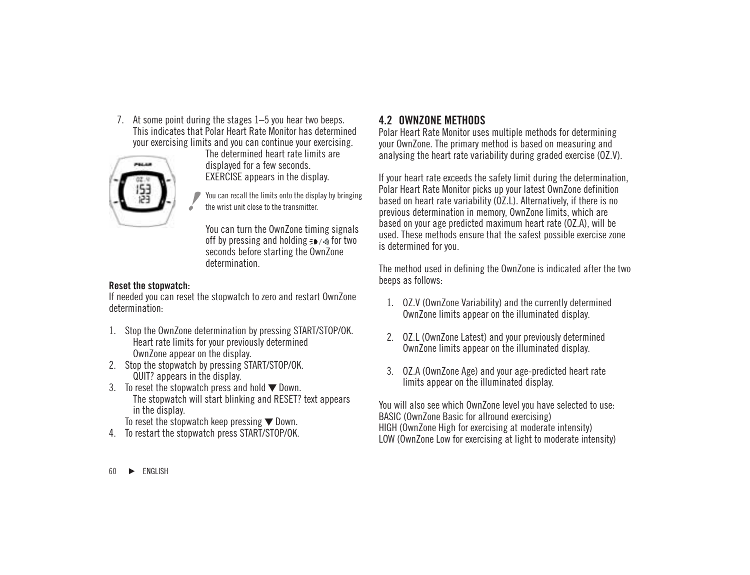7. At some point during the stages 1–5 you hear two beeps. This indicates that Polar Heart Rate Monitor has determined your exercising limits and you can continue your exercising.

   The determined heart rate limits are displayed for a few seconds. EXERCISE appears in the display.

   ! You can recall the limits onto the display by bringing the wrist unit close to the transmitter.

   You can turn the OwnZone timing signals off by pressing and holding ☰●/◦)) for two seconds before starting the OwnZone determination.

**Reset the stopwatch:**

If needed you can reset the stopwatch to zero and restart OwnZone determination:

1. Stop the OwnZone determination by pressing START/STOP/OK.
   Heart rate limits for your previously determined OwnZone appear on the display.
2. Stop the stopwatch by pressing START/STOP/OK.
   QUIT? appears in the display.
3. To reset the stopwatch press and hold ▼ Down.
   The stopwatch will start blinking and RESET? text appears in the display.
   To reset the stopwatch keep pressing ▼ Down.
4. To restart the stopwatch press START/STOP/OK.

## 4.2 OWNZONE METHODS

Polar Heart Rate Monitor uses multiple methods for determining your OwnZone. The primary method is based on measuring and analysing the heart rate variability during graded exercise (OZ.V).

If your heart rate exceeds the safety limit during the determination, Polar Heart Rate Monitor picks up your latest OwnZone definition based on heart rate variability (OZ.L). Alternatively, if there is no previous determination in memory, OwnZone limits, which are based on your age predicted maximum heart rate (OZ.A), will be used. These methods ensure that the safest possible exercise zone is determined for you.

The method used in defining the OwnZone is indicated after the two beeps as follows:

1. OZ.V (OwnZone Variability) and the currently determined OwnZone limits appear on the illuminated display.

2. OZ.L (OwnZone Latest) and your previously determined OwnZone limits appear on the illuminated display.

3. OZ.A (OwnZone Age) and your age-predicted heart rate limits appear on the illuminated display.

You will also see which OwnZone level you have selected to use:
BASIC (OwnZone Basic for allround exercising)
HIGH (OwnZone High for exercising at moderate intensity)
LOW (OwnZone Low for exercising at light to moderate intensity)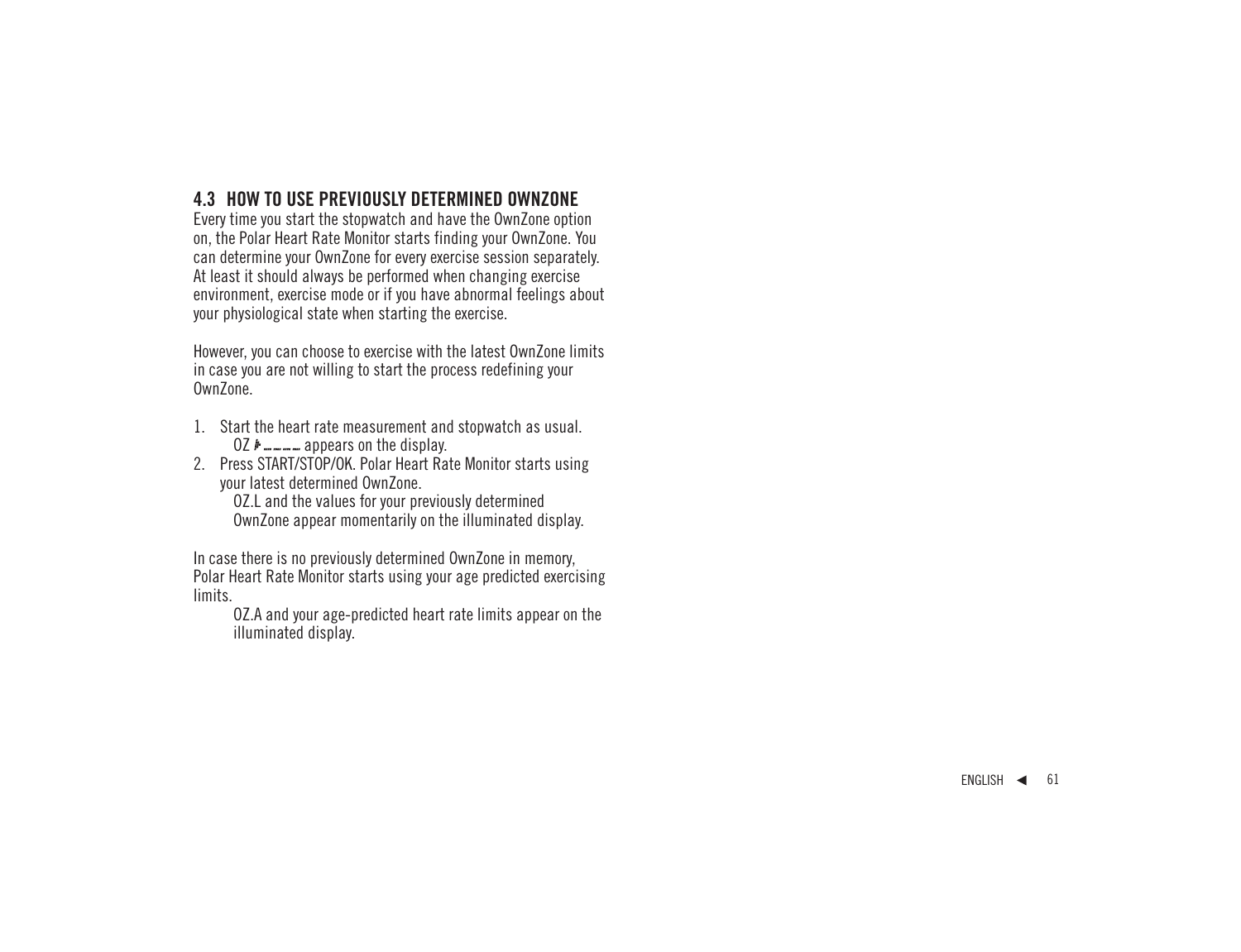## 4.3 HOW TO USE PREVIOUSLY DETERMINED OWNZONE

Every time you start the stopwatch and have the OwnZone option on, the Polar Heart Rate Monitor starts finding your OwnZone. You can determine your OwnZone for every exercise session separately. At least it should always be performed when changing exercise environment, exercise mode or if you have abnormal feelings about your physiological state when starting the exercise.

However, you can choose to exercise with the latest OwnZone limits in case you are not willing to start the process redefining your OwnZone.

1. Start the heart rate measurement and stopwatch as usual.
   OZ ⸻⸻ appears on the display.
2. Press START/STOP/OK. Polar Heart Rate Monitor starts using your latest determined OwnZone.
   OZ.L and the values for your previously determined OwnZone appear momentarily on the illuminated display.

In case there is no previously determined OwnZone in memory, Polar Heart Rate Monitor starts using your age predicted exercising limits.

OZ.A and your age-predicted heart rate limits appear on the illuminated display.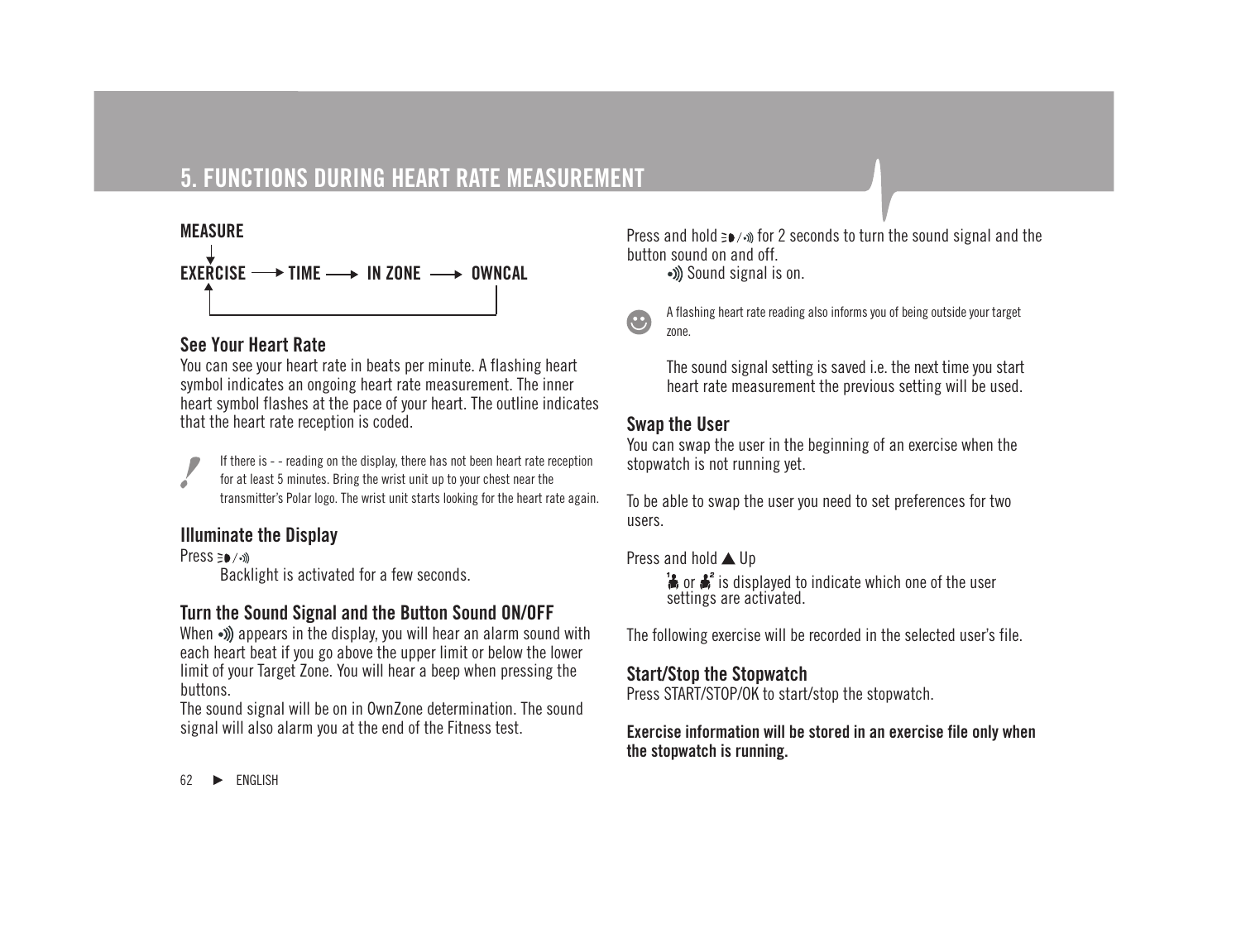# 5. FUNCTIONS DURING HEART RATE MEASUREMENT

**MEASURE**

**EXERCISE → TIME → IN ZONE → OWNCAL**

### See Your Heart Rate

You can see your heart rate in beats per minute. A flashing heart symbol indicates an ongoing heart rate measurement. The inner heart symbol flashes at the pace of your heart. The outline indicates that the heart rate reception is coded.

If there is - - reading on the display, there has not been heart rate reception for at least 5 minutes. Bring the wrist unit up to your chest near the transmitter's Polar logo. The wrist unit starts looking for the heart rate again.

### Illuminate the Display

Press ☰/•))

Backlight is activated for a few seconds.

### Turn the Sound Signal and the Button Sound ON/OFF

When •)) appears in the display, you will hear an alarm sound with each heart beat if you go above the upper limit or below the lower limit of your Target Zone. You will hear a beep when pressing the buttons.

The sound signal will be on in OwnZone determination. The sound signal will also alarm you at the end of the Fitness test.

Press and hold ☰/•)) for 2 seconds to turn the sound signal and the button sound on and off.

•)) Sound signal is on.

A flashing heart rate reading also informs you of being outside your target zone.

The sound signal setting is saved i.e. the next time you start heart rate measurement the previous setting will be used.

### Swap the User

You can swap the user in the beginning of an exercise when the stopwatch is not running yet.

To be able to swap the user you need to set preferences for two users.

Press and hold ▲ Up

1 or 2 is displayed to indicate which one of the user settings are activated.

The following exercise will be recorded in the selected user's file.

### Start/Stop the Stopwatch

Press START/STOP/OK to start/stop the stopwatch.

**Exercise information will be stored in an exercise file only when the stopwatch is running.**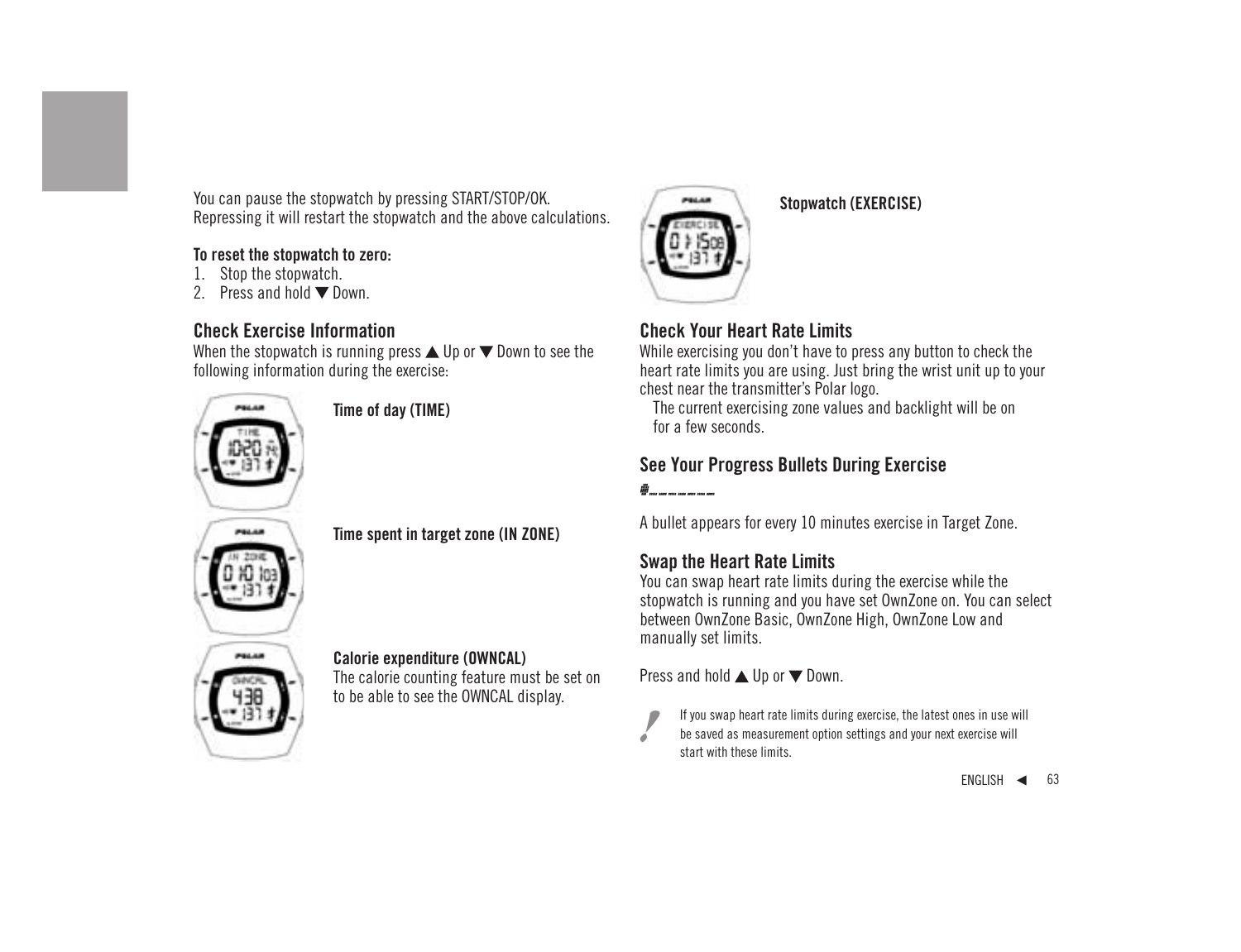You can pause the stopwatch by pressing START/STOP/OK. Repressing it will restart the stopwatch and the above calculations.

**To reset the stopwatch to zero:**

1. Stop the stopwatch.
2. Press and hold ▼ Down.

### Check Exercise Information

When the stopwatch is running press ▲ Up or ▼ Down to see the following information during the exercise:

**Time of day (TIME)**

**Time spent in target zone (IN ZONE)**

**Calorie expenditure (OWNCAL)**
The calorie counting feature must be set on to be able to see the OWNCAL display.

**Stopwatch (EXERCISE)**

### Check Your Heart Rate Limits

While exercising you don't have to press any button to check the heart rate limits you are using. Just bring the wrist unit up to your chest near the transmitter's Polar logo.
The current exercising zone values and backlight will be on for a few seconds.

### See Your Progress Bullets During Exercise

A bullet appears for every 10 minutes exercise in Target Zone.

### Swap the Heart Rate Limits

You can swap heart rate limits during the exercise while the stopwatch is running and you have set OwnZone on. You can select between OwnZone Basic, OwnZone High, OwnZone Low and manually set limits.

Press and hold ▲ Up or ▼ Down.

If you swap heart rate limits during exercise, the latest ones in use will be saved as measurement option settings and your next exercise will start with these limits.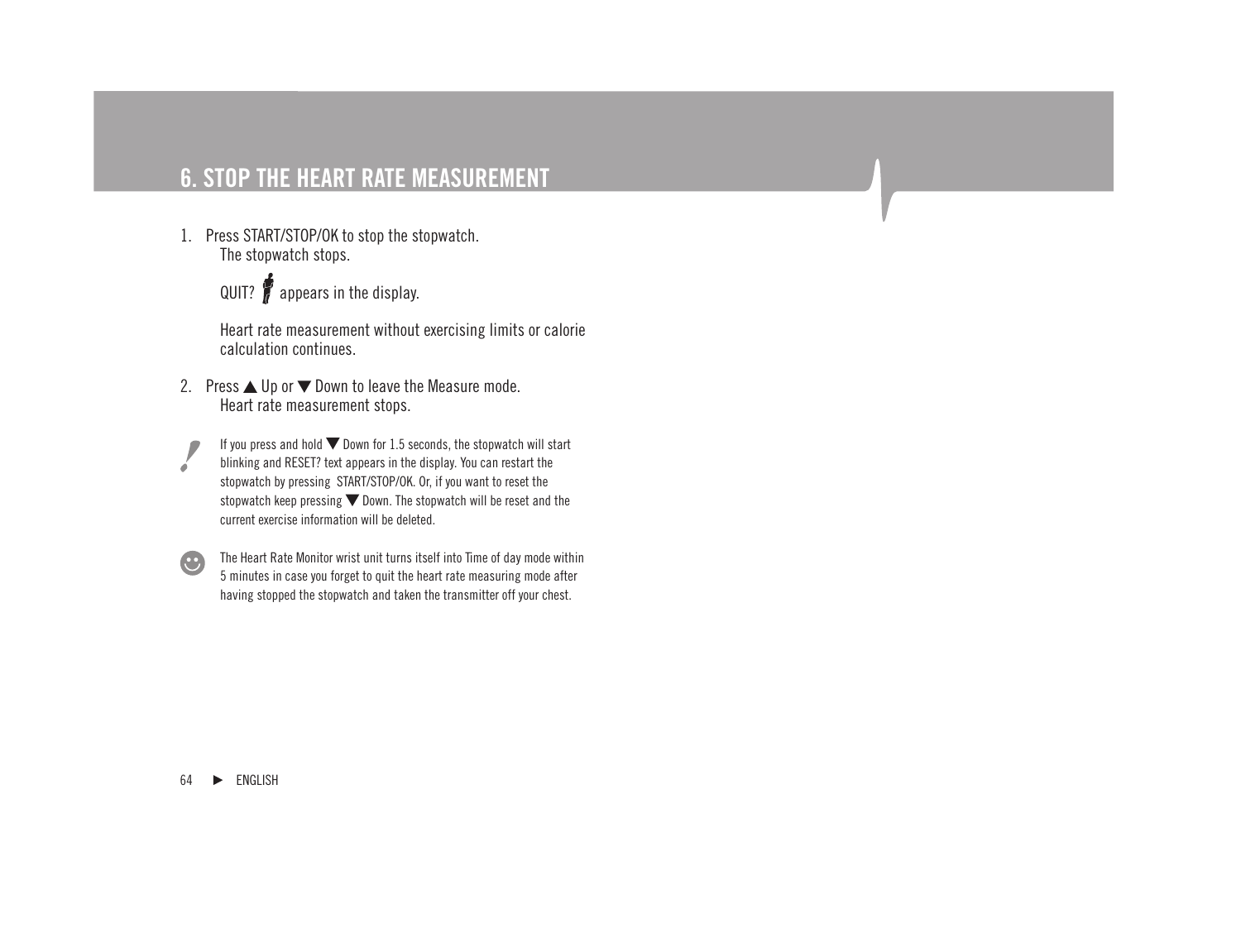# 6. STOP THE HEART RATE MEASUREMENT

1. Press START/STOP/OK to stop the stopwatch.
   The stopwatch stops.

   QUIT? appears in the display.

   Heart rate measurement without exercising limits or calorie calculation continues.

2. Press ▲ Up or ▼ Down to leave the Measure mode.
   Heart rate measurement stops.

If you press and hold ▼ Down for 1.5 seconds, the stopwatch will start blinking and RESET? text appears in the display. You can restart the stopwatch by pressing START/STOP/OK. Or, if you want to reset the stopwatch keep pressing ▼ Down. The stopwatch will be reset and the current exercise information will be deleted.

The Heart Rate Monitor wrist unit turns itself into Time of day mode within 5 minutes in case you forget to quit the heart rate measuring mode after having stopped the stopwatch and taken the transmitter off your chest.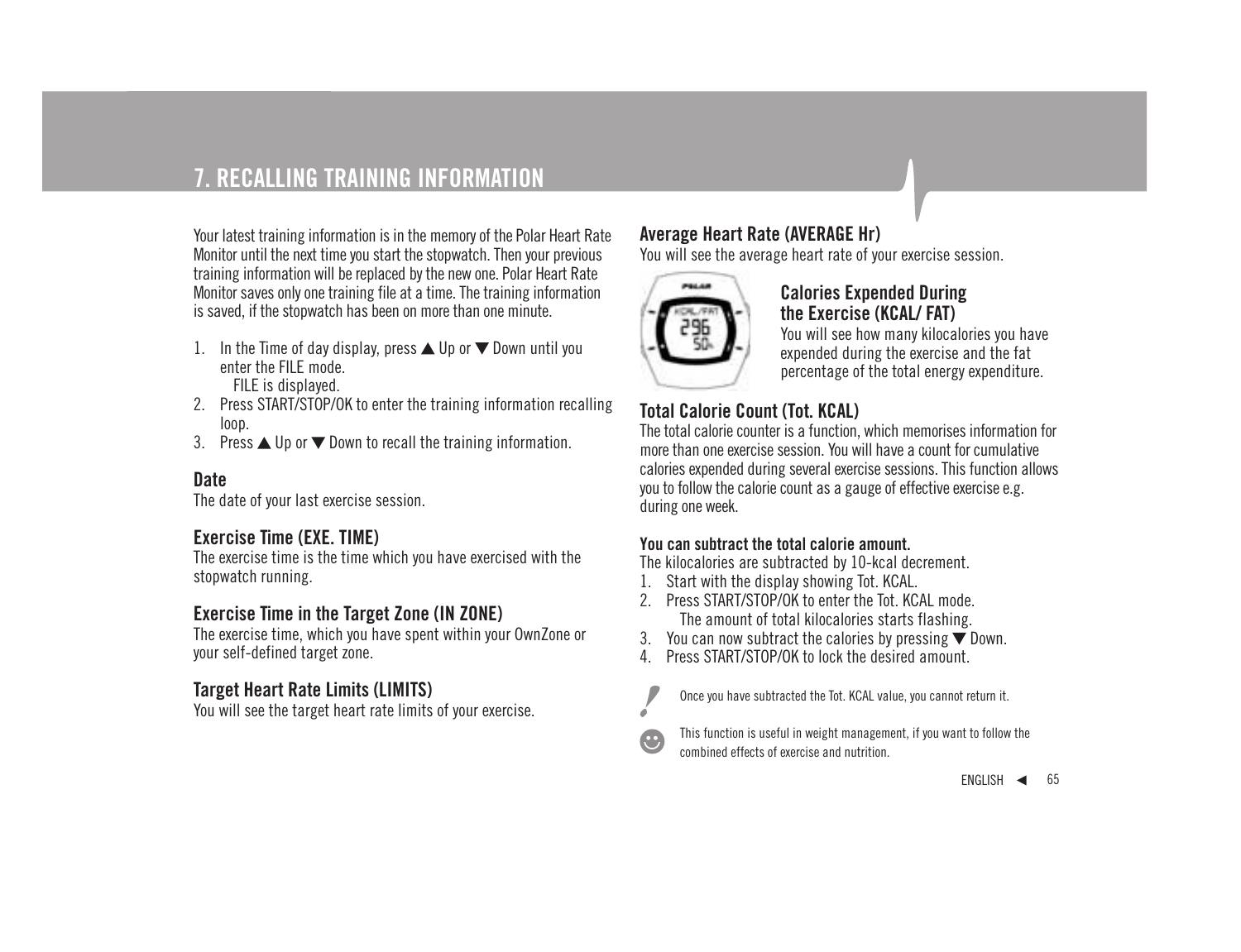# 7. RECALLING TRAINING INFORMATION

Your latest training information is in the memory of the Polar Heart Rate Monitor until the next time you start the stopwatch. Then your previous training information will be replaced by the new one. Polar Heart Rate Monitor saves only one training file at a time. The training information is saved, if the stopwatch has been on more than one minute.

1. In the Time of day display, press ▲ Up or ▼ Down until you enter the FILE mode.
   FILE is displayed.
2. Press START/STOP/OK to enter the training information recalling loop.
3. Press ▲ Up or ▼ Down to recall the training information.

### Date

The date of your last exercise session.

### Exercise Time (EXE. TIME)

The exercise time is the time which you have exercised with the stopwatch running.

### Exercise Time in the Target Zone (IN ZONE)

The exercise time, which you have spent within your OwnZone or your self-defined target zone.

### Target Heart Rate Limits (LIMITS)

You will see the target heart rate limits of your exercise.

### Average Heart Rate (AVERAGE Hr)

You will see the average heart rate of your exercise session.

### Calories Expended During the Exercise (KCAL/ FAT)

You will see how many kilocalories you have expended during the exercise and the fat percentage of the total energy expenditure.

### Total Calorie Count (Tot. KCAL)

The total calorie counter is a function, which memorises information for more than one exercise session. You will have a count for cumulative calories expended during several exercise sessions. This function allows you to follow the calorie count as a gauge of effective exercise e.g. during one week.

**You can subtract the total calorie amount.**

The kilocalories are subtracted by 10-kcal decrement.

1. Start with the display showing Tot. KCAL.
2. Press START/STOP/OK to enter the Tot. KCAL mode.
   The amount of total kilocalories starts flashing.
3. You can now subtract the calories by pressing ▼ Down.
4. Press START/STOP/OK to lock the desired amount.

Once you have subtracted the Tot. KCAL value, you cannot return it.

This function is useful in weight management, if you want to follow the combined effects of exercise and nutrition.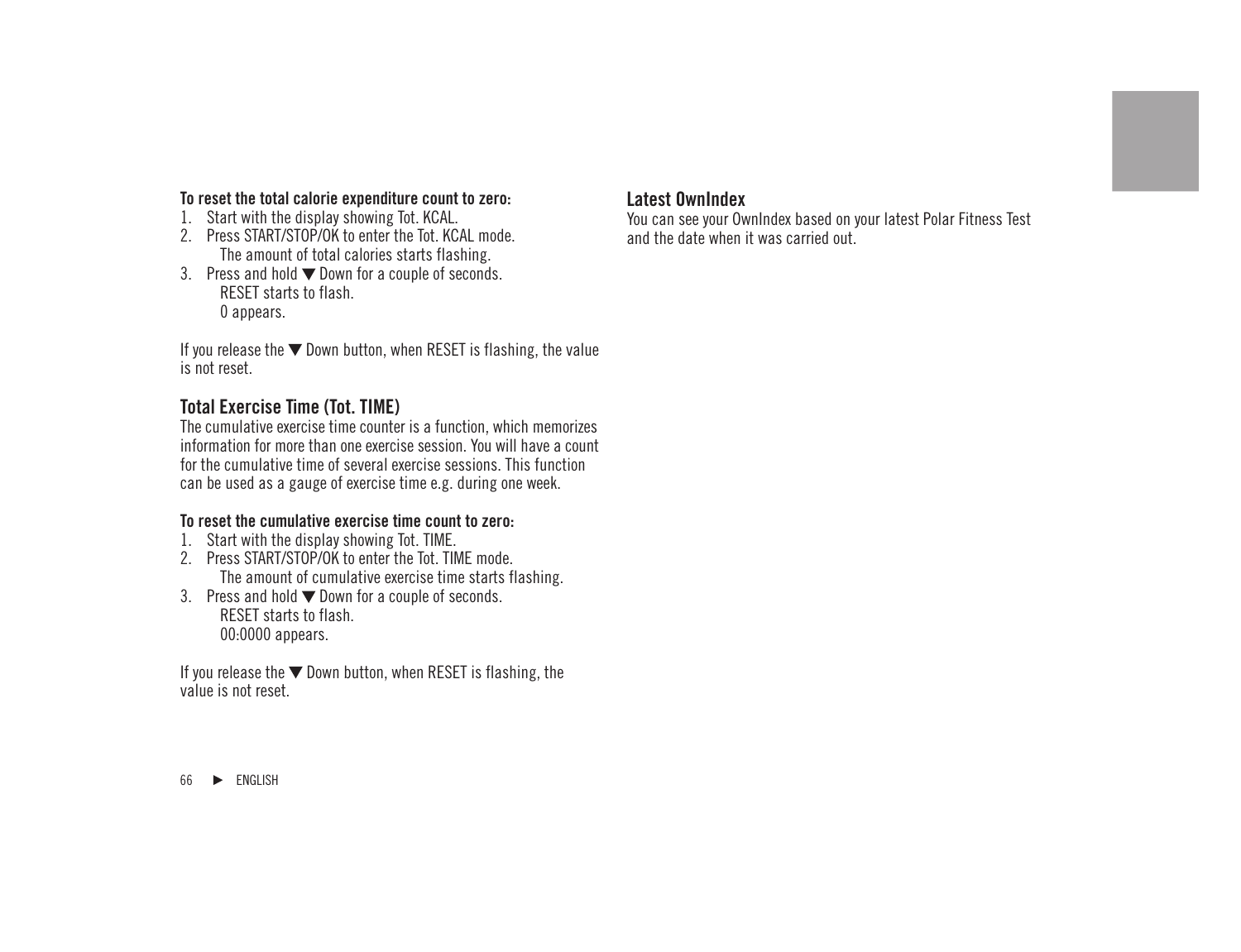**To reset the total calorie expenditure count to zero:**

1. Start with the display showing Tot. KCAL.
2. Press START/STOP/OK to enter the Tot. KCAL mode.
   The amount of total calories starts flashing.
3. Press and hold ▼ Down for a couple of seconds.
   RESET starts to flash.
   0 appears.

If you release the ▼ Down button, when RESET is flashing, the value is not reset.

### Total Exercise Time (Tot. TIME)

The cumulative exercise time counter is a function, which memorizes information for more than one exercise session. You will have a count for the cumulative time of several exercise sessions. This function can be used as a gauge of exercise time e.g. during one week.

**To reset the cumulative exercise time count to zero:**

1. Start with the display showing Tot. TIME.
2. Press START/STOP/OK to enter the Tot. TIME mode.
   The amount of cumulative exercise time starts flashing.
3. Press and hold ▼ Down for a couple of seconds.
   RESET starts to flash.
   00:0000 appears.

If you release the ▼ Down button, when RESET is flashing, the value is not reset.

### Latest OwnIndex

You can see your OwnIndex based on your latest Polar Fitness Test and the date when it was carried out.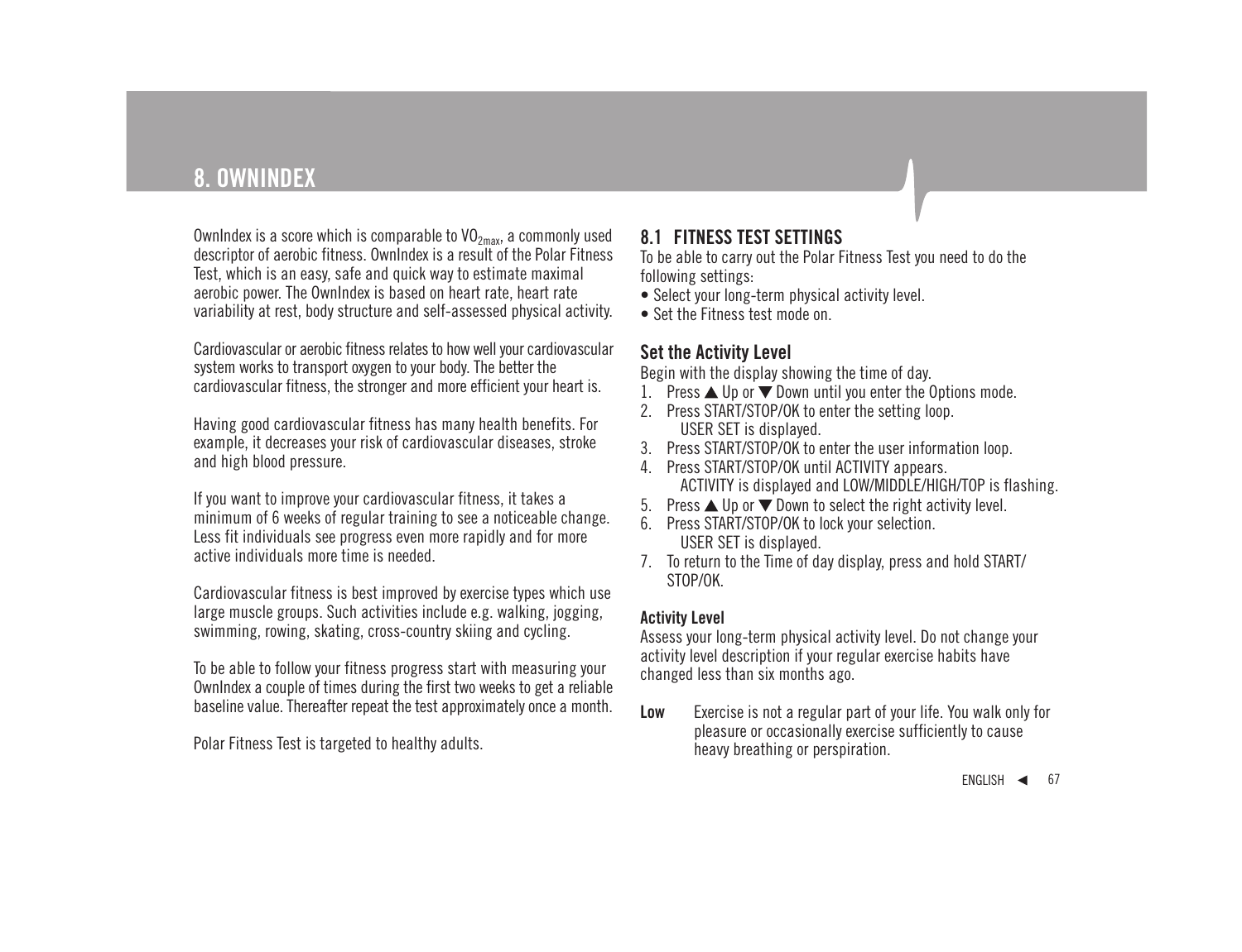# 8. OWNINDEX

OwnIndex is a score which is comparable to $VO_{2max}$, a commonly used descriptor of aerobic fitness. OwnIndex is a result of the Polar Fitness Test, which is an easy, safe and quick way to estimate maximal aerobic power. The OwnIndex is based on heart rate, heart rate variability at rest, body structure and self-assessed physical activity.

Cardiovascular or aerobic fitness relates to how well your cardiovascular system works to transport oxygen to your body. The better the cardiovascular fitness, the stronger and more efficient your heart is.

Having good cardiovascular fitness has many health benefits. For example, it decreases your risk of cardiovascular diseases, stroke and high blood pressure.

If you want to improve your cardiovascular fitness, it takes a minimum of 6 weeks of regular training to see a noticeable change. Less fit individuals see progress even more rapidly and for more active individuals more time is needed.

Cardiovascular fitness is best improved by exercise types which use large muscle groups. Such activities include e.g. walking, jogging, swimming, rowing, skating, cross-country skiing and cycling.

To be able to follow your fitness progress start with measuring your OwnIndex a couple of times during the first two weeks to get a reliable baseline value. Thereafter repeat the test approximately once a month.

Polar Fitness Test is targeted to healthy adults.

## 8.1 FITNESS TEST SETTINGS

To be able to carry out the Polar Fitness Test you need to do the following settings:

- Select your long-term physical activity level.
- Set the Fitness test mode on.

### Set the Activity Level

Begin with the display showing the time of day.

1. Press ▲ Up or ▼ Down until you enter the Options mode.
2. Press START/STOP/OK to enter the setting loop.
   USER SET is displayed.
3. Press START/STOP/OK to enter the user information loop.
4. Press START/STOP/OK until ACTIVITY appears.
   ACTIVITY is displayed and LOW/MIDDLE/HIGH/TOP is flashing.
5. Press ▲ Up or ▼ Down to select the right activity level.
6. Press START/STOP/OK to lock your selection.
   USER SET is displayed.
7. To return to the Time of day display, press and hold START/STOP/OK.

#### Activity Level

Assess your long-term physical activity level. Do not change your activity level description if your regular exercise habits have changed less than six months ago.

**Low** Exercise is not a regular part of your life. You walk only for pleasure or occasionally exercise sufficiently to cause heavy breathing or perspiration.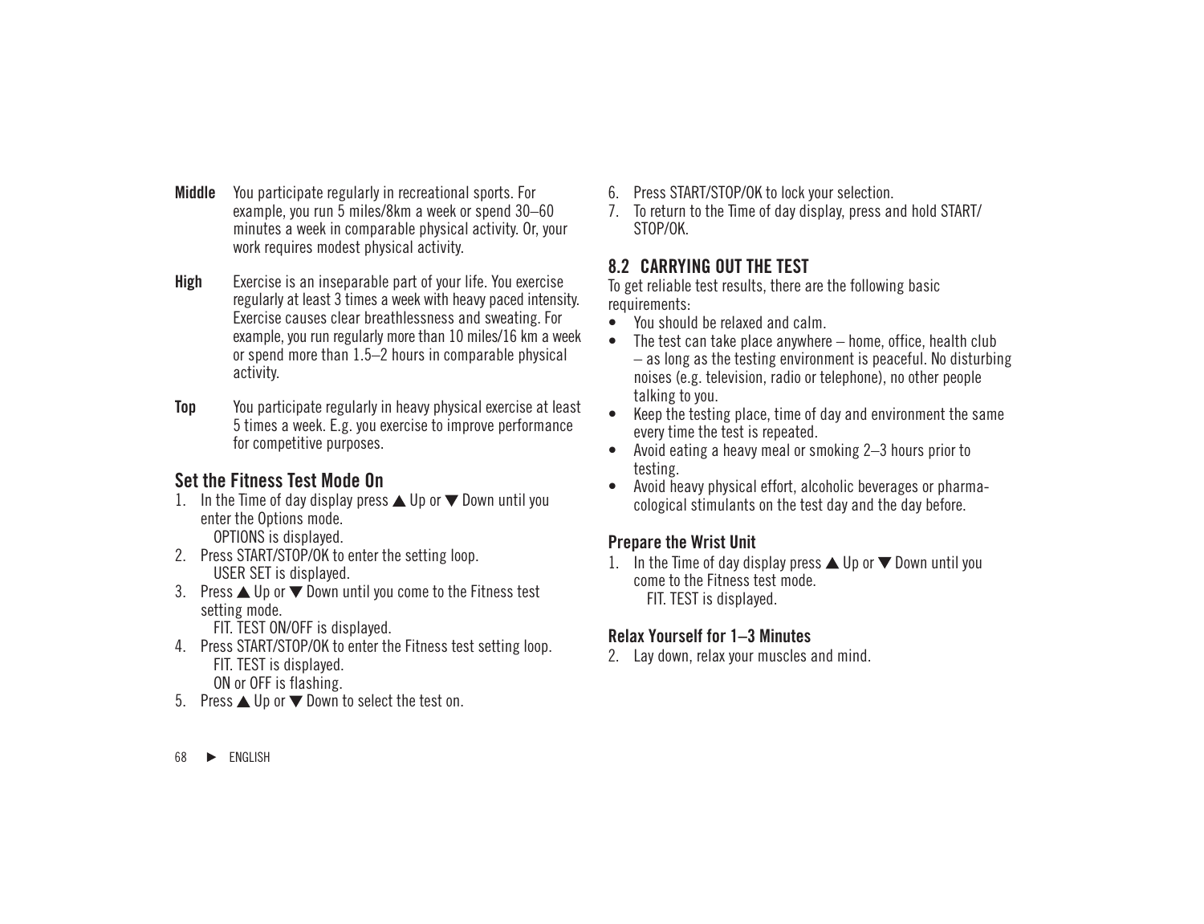**Middle** You participate regularly in recreational sports. For example, you run 5 miles/8km a week or spend 30–60 minutes a week in comparable physical activity. Or, your work requires modest physical activity.

**High** Exercise is an inseparable part of your life. You exercise regularly at least 3 times a week with heavy paced intensity. Exercise causes clear breathlessness and sweating. For example, you run regularly more than 10 miles/16 km a week or spend more than 1.5–2 hours in comparable physical activity.

**Top** You participate regularly in heavy physical exercise at least 5 times a week. E.g. you exercise to improve performance for competitive purposes.

### Set the Fitness Test Mode On

1. In the Time of day display press ▲ Up or ▼ Down until you enter the Options mode.
   OPTIONS is displayed.
2. Press START/STOP/OK to enter the setting loop.
   USER SET is displayed.
3. Press ▲ Up or ▼ Down until you come to the Fitness test setting mode.
   FIT. TEST ON/OFF is displayed.
4. Press START/STOP/OK to enter the Fitness test setting loop.
   FIT. TEST is displayed.
   ON or OFF is flashing.
5. Press ▲ Up or ▼ Down to select the test on.
6. Press START/STOP/OK to lock your selection.
7. To return to the Time of day display, press and hold START/STOP/OK.

## 8.2 CARRYING OUT THE TEST

To get reliable test results, there are the following basic requirements:

- You should be relaxed and calm.
- The test can take place anywhere – home, office, health club – as long as the testing environment is peaceful. No disturbing noises (e.g. television, radio or telephone), no other people talking to you.
- Keep the testing place, time of day and environment the same every time the test is repeated.
- Avoid eating a heavy meal or smoking 2–3 hours prior to testing.
- Avoid heavy physical effort, alcoholic beverages or pharmacological stimulants on the test day and the day before.

### Prepare the Wrist Unit

1. In the Time of day display press ▲ Up or ▼ Down until you come to the Fitness test mode.
   FIT. TEST is displayed.

### Relax Yourself for 1–3 Minutes

2. Lay down, relax your muscles and mind.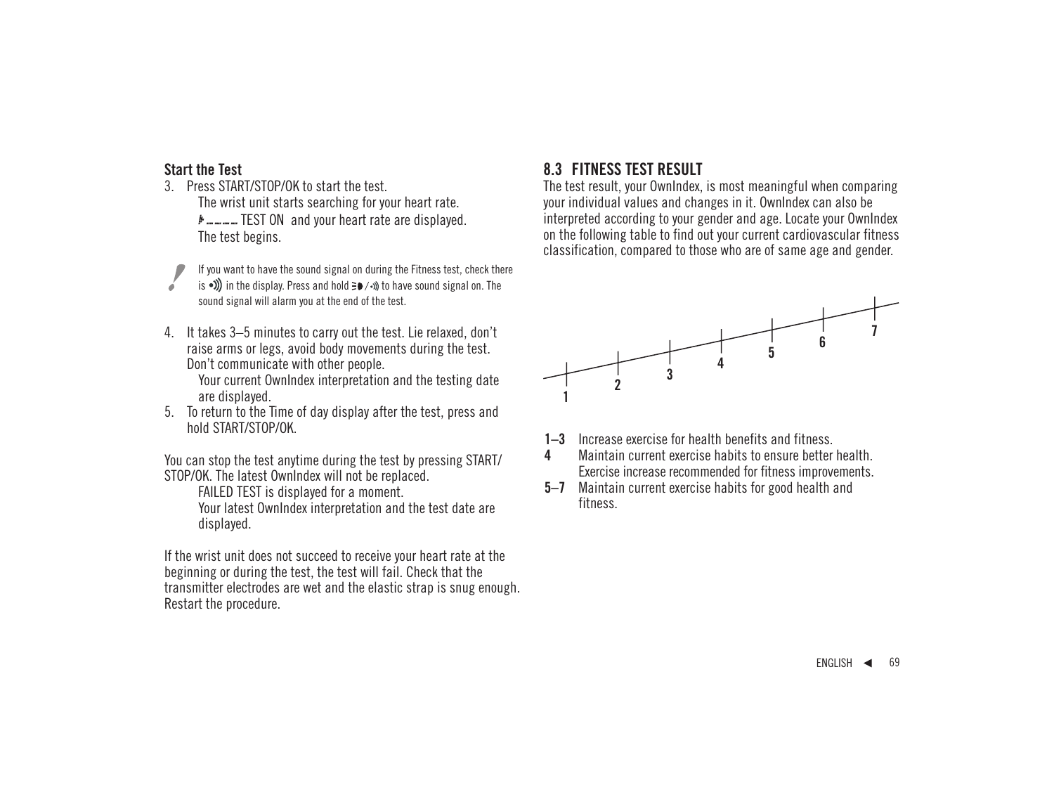**Start the Test**

3. Press START/STOP/OK to start the test.
   The wrist unit starts searching for your heart rate.
   TEST ON and your heart rate are displayed.
   The test begins.

If you want to have the sound signal on during the Fitness test, check there is •))) in the display. Press and hold to have sound signal on. The sound signal will alarm you at the end of the test.

4. It takes 3–5 minutes to carry out the test. Lie relaxed, don't raise arms or legs, avoid body movements during the test. Don't communicate with other people.
   Your current OwnIndex interpretation and the testing date are displayed.
5. To return to the Time of day display after the test, press and hold START/STOP/OK.

You can stop the test anytime during the test by pressing START/STOP/OK. The latest OwnIndex will not be replaced.
FAILED TEST is displayed for a moment.
Your latest OwnIndex interpretation and the test date are displayed.

If the wrist unit does not succeed to receive your heart rate at the beginning or during the test, the test will fail. Check that the transmitter electrodes are wet and the elastic strap is snug enough. Restart the procedure.

## 8.3 FITNESS TEST RESULT

The test result, your OwnIndex, is most meaningful when comparing your individual values and changes in it. OwnIndex can also be interpreted according to your gender and age. Locate your OwnIndex on the following table to find out your current cardiovascular fitness classification, compared to those who are of same age and gender.

1 2 3 4 5 6 7

**1–3** Increase exercise for health benefits and fitness.
**4** Maintain current exercise habits to ensure better health. Exercise increase recommended for fitness improvements.
**5–7** Maintain current exercise habits for good health and fitness.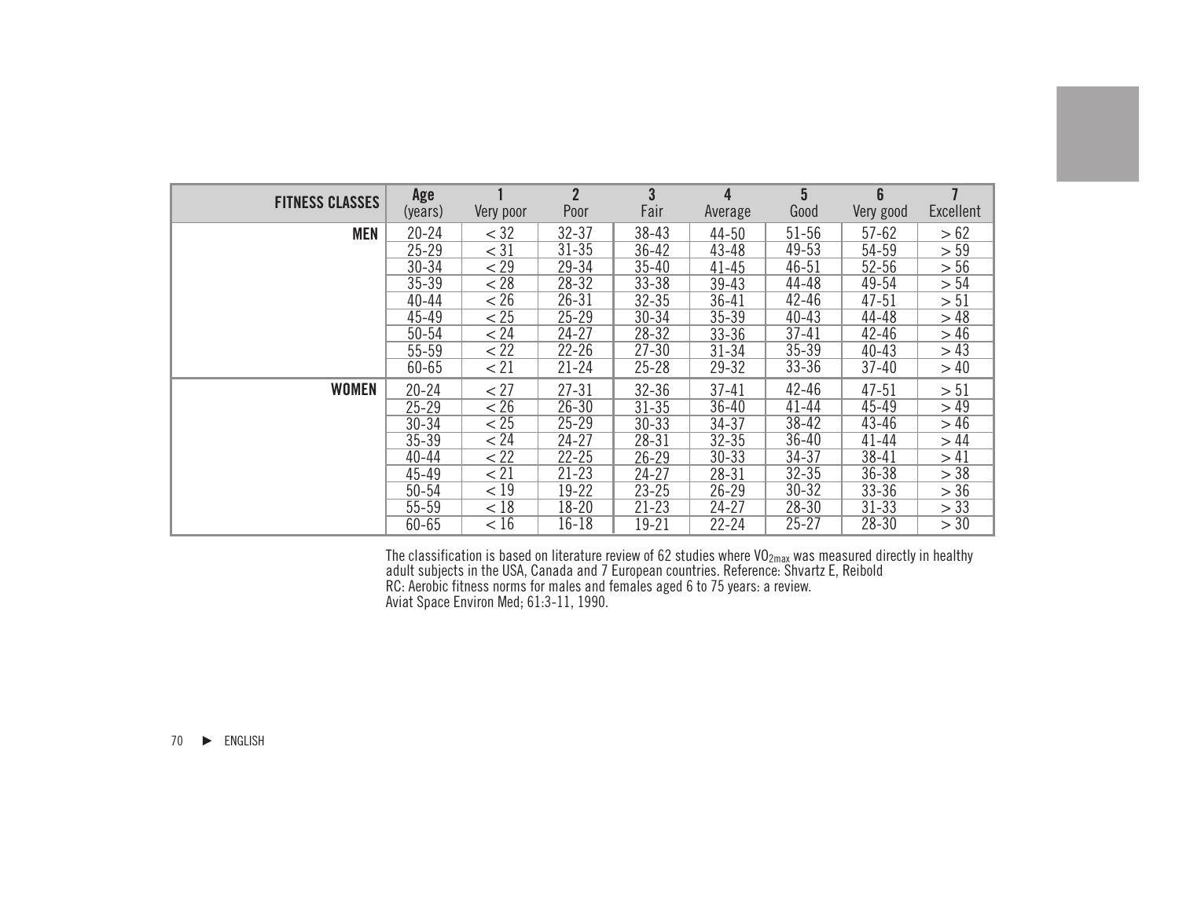| FITNESS CLASSES | Age (years) | 1 Very poor | 2 Poor | 3 Fair | 4 Average | 5 Good | 6 Very good | 7 Excellent |
|---|---|---|---|---|---|---|---|---|
| **MEN** | 20-24 | < 32 | 32-37 | 38-43 | 44-50 | 51-56 | 57-62 | > 62 |
| | 25-29 | < 31 | 31-35 | 36-42 | 43-48 | 49-53 | 54-59 | > 59 |
| | 30-34 | < 29 | 29-34 | 35-40 | 41-45 | 46-51 | 52-56 | > 56 |
| | 35-39 | < 28 | 28-32 | 33-38 | 39-43 | 44-48 | 49-54 | > 54 |
| | 40-44 | < 26 | 26-31 | 32-35 | 36-41 | 42-46 | 47-51 | > 51 |
| | 45-49 | < 25 | 25-29 | 30-34 | 35-39 | 40-43 | 44-48 | > 48 |
| | 50-54 | < 24 | 24-27 | 28-32 | 33-36 | 37-41 | 42-46 | > 46 |
| | 55-59 | < 22 | 22-26 | 27-30 | 31-34 | 35-39 | 40-43 | > 43 |
| | 60-65 | < 21 | 21-24 | 25-28 | 29-32 | 33-36 | 37-40 | > 40 |
| **WOMEN** | 20-24 | < 27 | 27-31 | 32-36 | 37-41 | 42-46 | 47-51 | > 51 |
| | 25-29 | < 26 | 26-30 | 31-35 | 36-40 | 41-44 | 45-49 | > 49 |
| | 30-34 | < 25 | 25-29 | 30-33 | 34-37 | 38-42 | 43-46 | > 46 |
| | 35-39 | < 24 | 24-27 | 28-31 | 32-35 | 36-40 | 41-44 | > 44 |
| | 40-44 | < 22 | 22-25 | 26-29 | 30-33 | 34-37 | 38-41 | > 41 |
| | 45-49 | < 21 | 21-23 | 24-27 | 28-31 | 32-35 | 36-38 | > 38 |
| | 50-54 | < 19 | 19-22 | 23-25 | 26-29 | 30-32 | 33-36 | > 36 |
| | 55-59 | < 18 | 18-20 | 21-23 | 24-27 | 28-30 | 31-33 | > 33 |
| | 60-65 | < 16 | 16-18 | 19-21 | 22-24 | 25-27 | 28-30 | > 30 |

The classification is based on literature review of 62 studies where $VO_{2max}$ was measured directly in healthy adult subjects in the USA, Canada and 7 European countries. Reference: Shvartz E, Reibold RC: Aerobic fitness norms for males and females aged 6 to 75 years: a review. Aviat Space Environ Med; 61:3-11, 1990.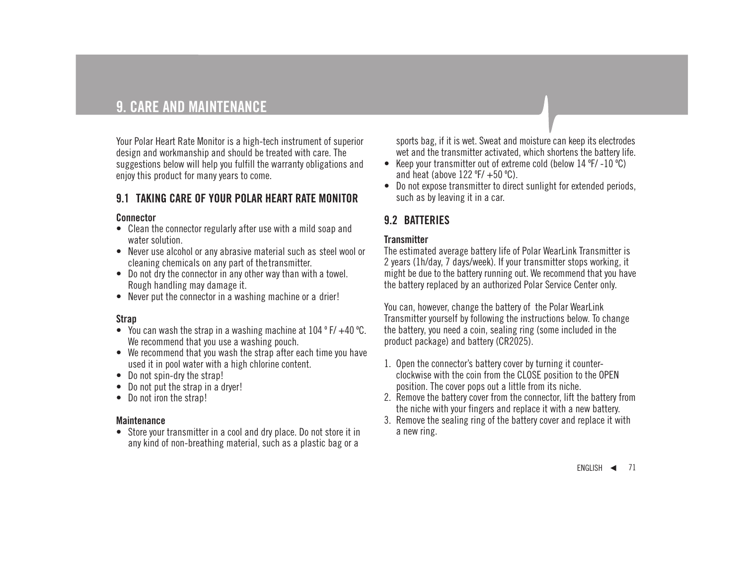# 9. CARE AND MAINTENANCE

Your Polar Heart Rate Monitor is a high-tech instrument of superior design and workmanship and should be treated with care. The suggestions below will help you fulfill the warranty obligations and enjoy this product for many years to come.

## 9.1 TAKING CARE OF YOUR POLAR HEART RATE MONITOR

**Connector**

- Clean the connector regularly after use with a mild soap and water solution.
- Never use alcohol or any abrasive material such as steel wool or cleaning chemicals on any part of the transmitter.
- Do not dry the connector in any other way than with a towel. Rough handling may damage it.
- Never put the connector in a washing machine or a drier!

**Strap**

- You can wash the strap in a washing machine at 104 º F/ +40 ºC. We recommend that you use a washing pouch.
- We recommend that you wash the strap after each time you have used it in pool water with a high chlorine content.
- Do not spin-dry the strap!
- Do not put the strap in a dryer!
- Do not iron the strap!

**Maintenance**

- Store your transmitter in a cool and dry place. Do not store it in any kind of non-breathing material, such as a plastic bag or a sports bag, if it is wet. Sweat and moisture can keep its electrodes wet and the transmitter activated, which shortens the battery life.
- Keep your transmitter out of extreme cold (below 14 ºF/ -10 ºC) and heat (above 122 ºF/ +50 ºC).
- Do not expose transmitter to direct sunlight for extended periods, such as by leaving it in a car.

## 9.2 BATTERIES

**Transmitter**

The estimated average battery life of Polar WearLink Transmitter is 2 years (1h/day, 7 days/week). If your transmitter stops working, it might be due to the battery running out. We recommend that you have the battery replaced by an authorized Polar Service Center only.

You can, however, change the battery of the Polar WearLink Transmitter yourself by following the instructions below. To change the battery, you need a coin, sealing ring (some included in the product package) and battery (CR2025).

1. Open the connector's battery cover by turning it counter-clockwise with the coin from the CLOSE position to the OPEN position. The cover pops out a little from its niche.
2. Remove the battery cover from the connector, lift the battery from the niche with your fingers and replace it with a new battery.
3. Remove the sealing ring of the battery cover and replace it with a new ring.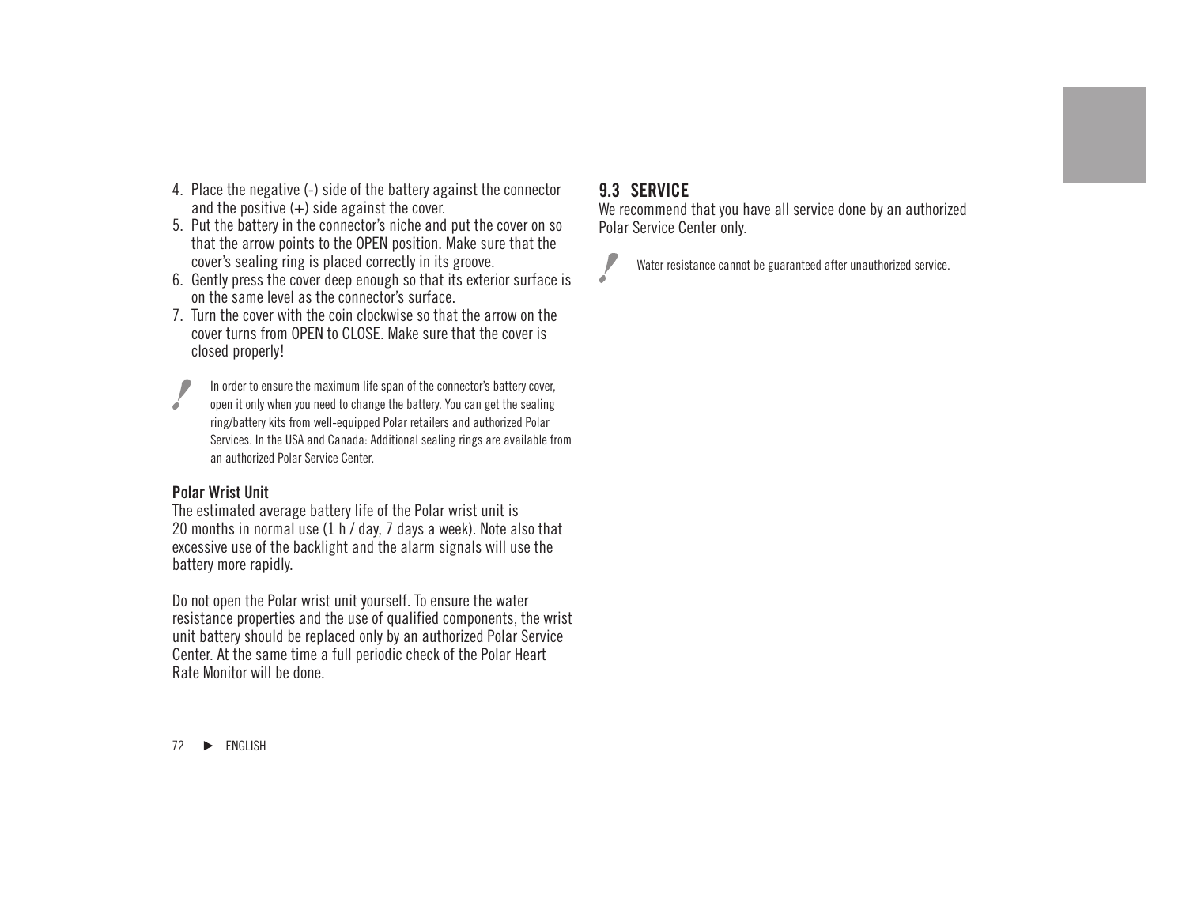4. Place the negative (-) side of the battery against the connector and the positive (+) side against the cover.
5. Put the battery in the connector's niche and put the cover on so that the arrow points to the OPEN position. Make sure that the cover's sealing ring is placed correctly in its groove.
6. Gently press the cover deep enough so that its exterior surface is on the same level as the connector's surface.
7. Turn the cover with the coin clockwise so that the arrow on the cover turns from OPEN to CLOSE. Make sure that the cover is closed properly!

! In order to ensure the maximum life span of the connector's battery cover, open it only when you need to change the battery. You can get the sealing ring/battery kits from well-equipped Polar retailers and authorized Polar Services. In the USA and Canada: Additional sealing rings are available from an authorized Polar Service Center.

**Polar Wrist Unit**

The estimated average battery life of the Polar wrist unit is 20 months in normal use (1 h / day, 7 days a week). Note also that excessive use of the backlight and the alarm signals will use the battery more rapidly.

Do not open the Polar wrist unit yourself. To ensure the water resistance properties and the use of qualified components, the wrist unit battery should be replaced only by an authorized Polar Service Center. At the same time a full periodic check of the Polar Heart Rate Monitor will be done.

## 9.3 SERVICE

We recommend that you have all service done by an authorized Polar Service Center only.

! Water resistance cannot be guaranteed after unauthorized service.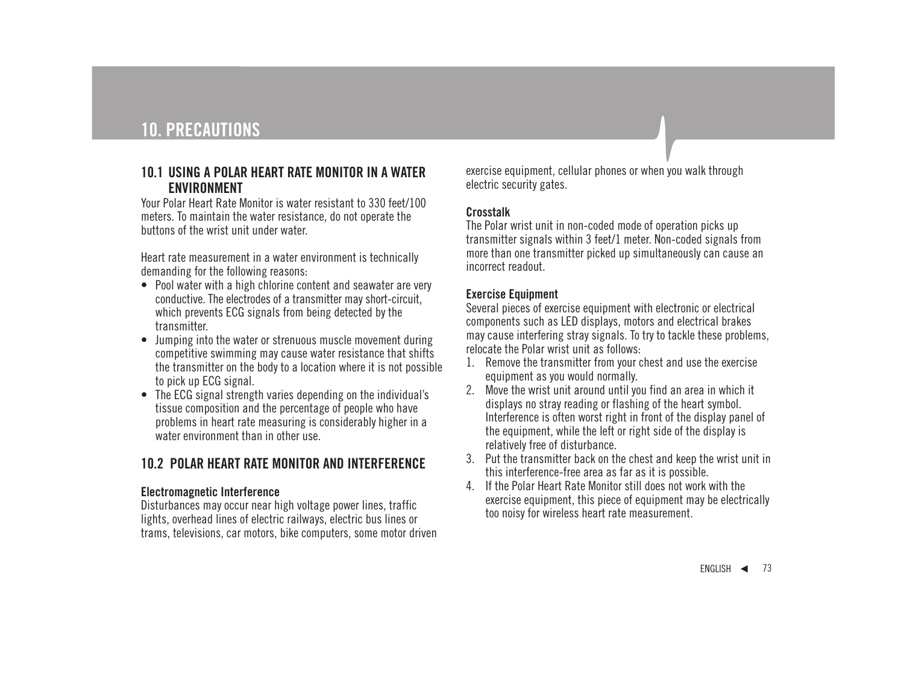# 10. PRECAUTIONS

## 10.1 USING A POLAR HEART RATE MONITOR IN A WATER ENVIRONMENT

Your Polar Heart Rate Monitor is water resistant to 330 feet/100 meters. To maintain the water resistance, do not operate the buttons of the wrist unit under water.

Heart rate measurement in a water environment is technically demanding for the following reasons:

- Pool water with a high chlorine content and seawater are very conductive. The electrodes of a transmitter may short-circuit, which prevents ECG signals from being detected by the transmitter.
- Jumping into the water or strenuous muscle movement during competitive swimming may cause water resistance that shifts the transmitter on the body to a location where it is not possible to pick up ECG signal.
- The ECG signal strength varies depending on the individual's tissue composition and the percentage of people who have problems in heart rate measuring is considerably higher in a water environment than in other use.

## 10.2 POLAR HEART RATE MONITOR AND INTERFERENCE

**Electromagnetic Interference**

Disturbances may occur near high voltage power lines, traffic lights, overhead lines of electric railways, electric bus lines or trams, televisions, car motors, bike computers, some motor driven exercise equipment, cellular phones or when you walk through electric security gates.

**Crosstalk**

The Polar wrist unit in non-coded mode of operation picks up transmitter signals within 3 feet/1 meter. Non-coded signals from more than one transmitter picked up simultaneously can cause an incorrect readout.

**Exercise Equipment**

Several pieces of exercise equipment with electronic or electrical components such as LED displays, motors and electrical brakes may cause interfering stray signals. To try to tackle these problems, relocate the Polar wrist unit as follows:

1. Remove the transmitter from your chest and use the exercise equipment as you would normally.
2. Move the wrist unit around until you find an area in which it displays no stray reading or flashing of the heart symbol. Interference is often worst right in front of the display panel of the equipment, while the left or right side of the display is relatively free of disturbance.
3. Put the transmitter back on the chest and keep the wrist unit in this interference-free area as far as it is possible.
4. If the Polar Heart Rate Monitor still does not work with the exercise equipment, this piece of equipment may be electrically too noisy for wireless heart rate measurement.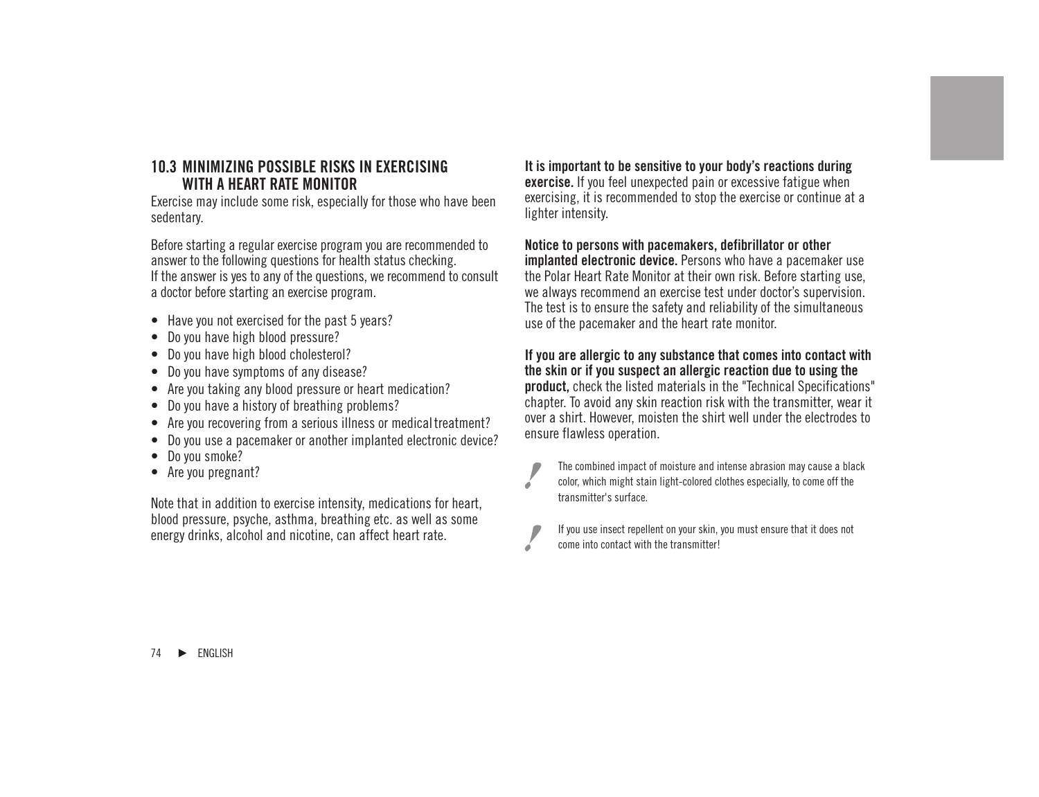## 10.3 MINIMIZING POSSIBLE RISKS IN EXERCISING WITH A HEART RATE MONITOR

Exercise may include some risk, especially for those who have been sedentary.

Before starting a regular exercise program you are recommended to answer to the following questions for health status checking. If the answer is yes to any of the questions, we recommend to consult a doctor before starting an exercise program.

- Have you not exercised for the past 5 years?
- Do you have high blood pressure?
- Do you have high blood cholesterol?
- Do you have symptoms of any disease?
- Are you taking any blood pressure or heart medication?
- Do you have a history of breathing problems?
- Are you recovering from a serious illness or medical treatment?
- Do you use a pacemaker or another implanted electronic device?
- Do you smoke?
- Are you pregnant?

Note that in addition to exercise intensity, medications for heart, blood pressure, psyche, asthma, breathing etc. as well as some energy drinks, alcohol and nicotine, can affect heart rate.

**It is important to be sensitive to your body's reactions during exercise.** If you feel unexpected pain or excessive fatigue when exercising, it is recommended to stop the exercise or continue at a lighter intensity.

**Notice to persons with pacemakers, defibrillator or other implanted electronic device.** Persons who have a pacemaker use the Polar Heart Rate Monitor at their own risk. Before starting use, we always recommend an exercise test under doctor's supervision. The test is to ensure the safety and reliability of the simultaneous use of the pacemaker and the heart rate monitor.

**If you are allergic to any substance that comes into contact with the skin or if you suspect an allergic reaction due to using the product,** check the listed materials in the "Technical Specifications" chapter. To avoid any skin reaction risk with the transmitter, wear it over a shirt. However, moisten the shirt well under the electrodes to ensure flawless operation.

! The combined impact of moisture and intense abrasion may cause a black color, which might stain light-colored clothes especially, to come off the transmitter's surface.

! If you use insect repellent on your skin, you must ensure that it does not come into contact with the transmitter!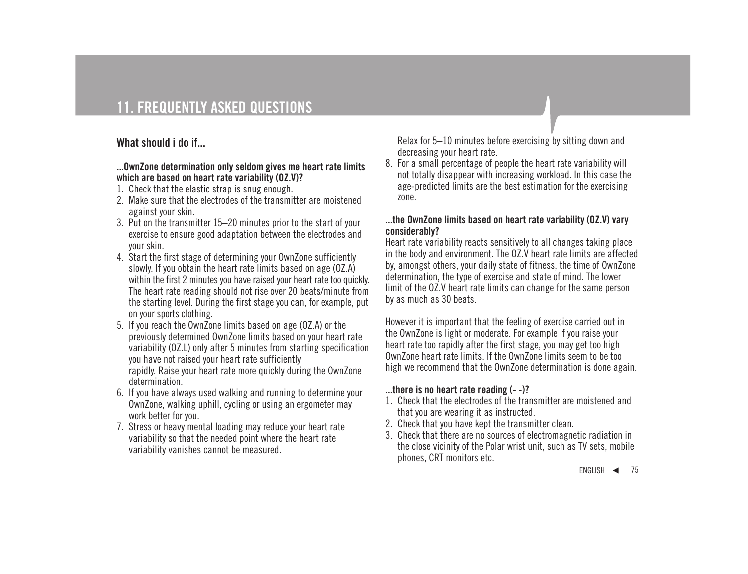# 11. FREQUENTLY ASKED QUESTIONS

## What should i do if...

**...OwnZone determination only seldom gives me heart rate limits which are based on heart rate variability (OZ.V)?**

1. Check that the elastic strap is snug enough.
2. Make sure that the electrodes of the transmitter are moistened against your skin.
3. Put on the transmitter 15–20 minutes prior to the start of your exercise to ensure good adaptation between the electrodes and your skin.
4. Start the first stage of determining your OwnZone sufficiently slowly. If you obtain the heart rate limits based on age (OZ.A) within the first 2 minutes you have raised your heart rate too quickly. The heart rate reading should not rise over 20 beats/minute from the starting level. During the first stage you can, for example, put on your sports clothing.
5. If you reach the OwnZone limits based on age (OZ.A) or the previously determined OwnZone limits based on your heart rate variability (OZ.L) only after 5 minutes from starting specification you have not raised your heart rate sufficiently rapidly. Raise your heart rate more quickly during the OwnZone determination.
6. If you have always used walking and running to determine your OwnZone, walking uphill, cycling or using an ergometer may work better for you.
7. Stress or heavy mental loading may reduce your heart rate variability so that the needed point where the heart rate variability vanishes cannot be measured. Relax for 5–10 minutes before exercising by sitting down and decreasing your heart rate.
8. For a small percentage of people the heart rate variability will not totally disappear with increasing workload. In this case the age-predicted limits are the best estimation for the exercising zone.

**...the OwnZone limits based on heart rate variability (OZ.V) vary considerably?**

Heart rate variability reacts sensitively to all changes taking place in the body and environment. The OZ.V heart rate limits are affected by, amongst others, your daily state of fitness, the time of OwnZone determination, the type of exercise and state of mind. The lower limit of the OZ.V heart rate limits can change for the same person by as much as 30 beats.

However it is important that the feeling of exercise carried out in the OwnZone is light or moderate. For example if you raise your heart rate too rapidly after the first stage, you may get too high OwnZone heart rate limits. If the OwnZone limits seem to be too high we recommend that the OwnZone determination is done again.

**...there is no heart rate reading (- -)?**

1. Check that the electrodes of the transmitter are moistened and that you are wearing it as instructed.
2. Check that you have kept the transmitter clean.
3. Check that there are no sources of electromagnetic radiation in the close vicinity of the Polar wrist unit, such as TV sets, mobile phones, CRT monitors etc.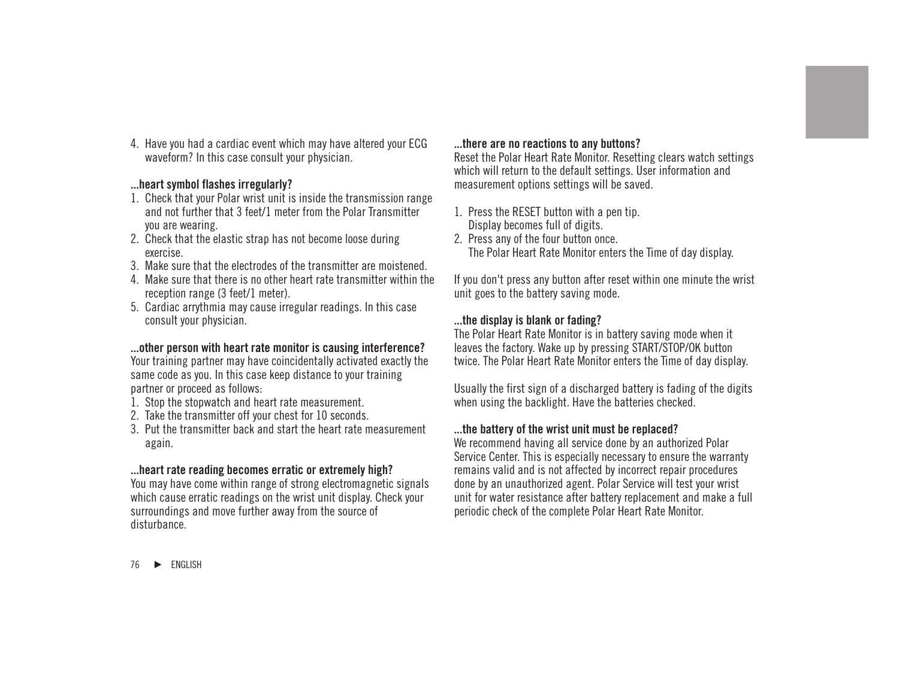4. Have you had a cardiac event which may have altered your ECG waveform? In this case consult your physician.

**...heart symbol flashes irregularly?**

1. Check that your Polar wrist unit is inside the transmission range and not further that 3 feet/1 meter from the Polar Transmitter you are wearing.
2. Check that the elastic strap has not become loose during exercise.
3. Make sure that the electrodes of the transmitter are moistened.
4. Make sure that there is no other heart rate transmitter within the reception range (3 feet/1 meter).
5. Cardiac arrythmia may cause irregular readings. In this case consult your physician.

**...other person with heart rate monitor is causing interference?**

Your training partner may have coincidentally activated exactly the same code as you. In this case keep distance to your training partner or proceed as follows:

1. Stop the stopwatch and heart rate measurement.
2. Take the transmitter off your chest for 10 seconds.
3. Put the transmitter back and start the heart rate measurement again.

**...heart rate reading becomes erratic or extremely high?**

You may have come within range of strong electromagnetic signals which cause erratic readings on the wrist unit display. Check your surroundings and move further away from the source of disturbance.

**...there are no reactions to any buttons?**

Reset the Polar Heart Rate Monitor. Resetting clears watch settings which will return to the default settings. User information and measurement options settings will be saved.

1. Press the RESET button with a pen tip.
   Display becomes full of digits.
2. Press any of the four button once.
   The Polar Heart Rate Monitor enters the Time of day display.

If you don't press any button after reset within one minute the wrist unit goes to the battery saving mode.

**...the display is blank or fading?**

The Polar Heart Rate Monitor is in battery saving mode when it leaves the factory. Wake up by pressing START/STOP/OK button twice. The Polar Heart Rate Monitor enters the Time of day display.

Usually the first sign of a discharged battery is fading of the digits when using the backlight. Have the batteries checked.

**...the battery of the wrist unit must be replaced?**

We recommend having all service done by an authorized Polar Service Center. This is especially necessary to ensure the warranty remains valid and is not affected by incorrect repair procedures done by an unauthorized agent. Polar Service will test your wrist unit for water resistance after battery replacement and make a full periodic check of the complete Polar Heart Rate Monitor.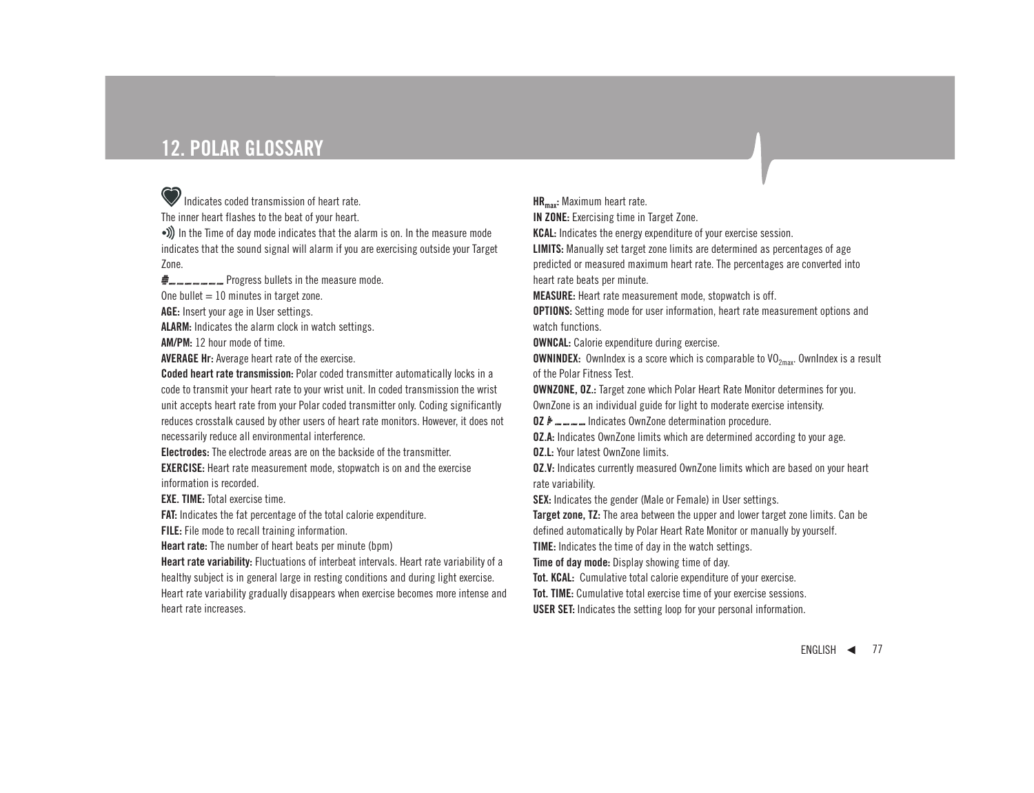# 12. POLAR GLOSSARY

♥ Indicates coded transmission of heart rate.
The inner heart flashes to the beat of your heart.

•))) In the Time of day mode indicates that the alarm is on. In the measure mode indicates that the sound signal will alarm if you are exercising outside your Target Zone.

Progress bullets in the measure mode.
One bullet = 10 minutes in target zone.

**AGE:** Insert your age in User settings.

**ALARM:** Indicates the alarm clock in watch settings.

**AM/PM:** 12 hour mode of time.

**AVERAGE Hr:** Average heart rate of the exercise.

**Coded heart rate transmission:** Polar coded transmitter automatically locks in a code to transmit your heart rate to your wrist unit. In coded transmission the wrist unit accepts heart rate from your Polar coded transmitter only. Coding significantly reduces crosstalk caused by other users of heart rate monitors. However, it does not necessarily reduce all environmental interference.

**Electrodes:** The electrode areas are on the backside of the transmitter.

**EXERCISE:** Heart rate measurement mode, stopwatch is on and the exercise information is recorded.

**EXE. TIME:** Total exercise time.

**FAT:** Indicates the fat percentage of the total calorie expenditure.

**FILE:** File mode to recall training information.

**Heart rate:** The number of heart beats per minute (bpm)

**Heart rate variability:** Fluctuations of interbeat intervals. Heart rate variability of a healthy subject is in general large in resting conditions and during light exercise. Heart rate variability gradually disappears when exercise becomes more intense and heart rate increases.

**$HR_{max}$:** Maximum heart rate.

**IN ZONE:** Exercising time in Target Zone.

**KCAL:** Indicates the energy expenditure of your exercise session.

**LIMITS:** Manually set target zone limits are determined as percentages of age predicted or measured maximum heart rate. The percentages are converted into heart rate beats per minute.

**MEASURE:** Heart rate measurement mode, stopwatch is off.

**OPTIONS:** Setting mode for user information, heart rate measurement options and watch functions.

**OWNCAL:** Calorie expenditure during exercise.

**OWNINDEX:** OwnIndex is a score which is comparable to $VO_{2max}$. OwnIndex is a result of the Polar Fitness Test.

**OWNZONE, OZ.:** Target zone which Polar Heart Rate Monitor determines for you. OwnZone is an individual guide for light to moderate exercise intensity.

**OZ** Indicates OwnZone determination procedure.

**OZ.A:** Indicates OwnZone limits which are determined according to your age.

**OZ.L:** Your latest OwnZone limits.

**OZ.V:** Indicates currently measured OwnZone limits which are based on your heart rate variability.

**SEX:** Indicates the gender (Male or Female) in User settings.

**Target zone, TZ:** The area between the upper and lower target zone limits. Can be defined automatically by Polar Heart Rate Monitor or manually by yourself.

**TIME:** Indicates the time of day in the watch settings.

**Time of day mode:** Display showing time of day.

**Tot. KCAL:** Cumulative total calorie expenditure of your exercise.

**Tot. TIME:** Cumulative total exercise time of your exercise sessions.

**USER SET:** Indicates the setting loop for your personal information.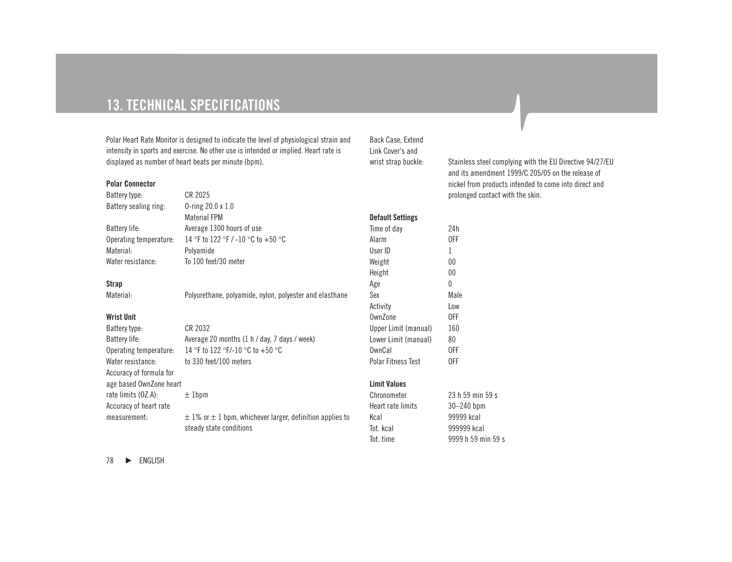# 13. TECHNICAL SPECIFICATIONS

Polar Heart Rate Monitor is designed to indicate the level of physiological strain and intensity in sports and exercise. No other use is intended or implied. Heart rate is displayed as number of heart beats per minute (bpm).

**Polar Connector**

| | |
|---|---|
| Battery type: | CR 2025 |
| Battery sealing ring: | O-ring 20.0 x 1.0 Material FPM |
| Battery life: | Average 1300 hours of use |
| Operating temperature: | 14 °F to 122 °F / -10 °C to +50 °C |
| Material: | Polyamide |
| Water resistance: | To 100 feet/30 meter |

**Strap**

| | |
|---|---|
| Material: | Polyurethane, polyamide, nylon, polyester and elasthane |

**Wrist Unit**

| | |
|---|---|
| Battery type: | CR 2032 |
| Battery life: | Average 20 months (1 h / day, 7 days / week) |
| Operating temperature: | 14 °F to 122 °F/-10 °C to +50 °C |
| Water resistance: | to 330 feet/100 meters |
| Accuracy of formula for age based OwnZone heart rate limits (OZ.A): | ± 1bpm |
| Accuracy of heart rate measurement: | ± 1% or ± 1 bpm, whichever larger, definition applies to steady state conditions |
| Back Case, Extend Link Cover's and wrist strap buckle: | Stainless steel complying with the EU Directive 94/27/EU and its amendment 1999/C 205/05 on the release of nickel from products intended to come into direct and prolonged contact with the skin. |

**Default Settings**

| | |
|---|---|
| Time of day | 24h |
| Alarm | OFF |
| User ID | 1 |
| Weight | 00 |
| Height | 00 |
| Age | 0 |
| Sex | Male |
| Activity | Low |
| OwnZone | OFF |
| Upper Limit (manual) | 160 |
| Lower Limit (manual) | 80 |
| OwnCal | OFF |
| Polar Fitness Test | OFF |

**Limit Values**

| | |
|---|---|
| Chronometer | 23 h 59 min 59 s |
| Heart rate limits | 30–240 bpm |
| Kcal | 99999 kcal |
| Tot. kcal | 999999 kcal |
| Tot. time | 9999 h 59 min 59 s |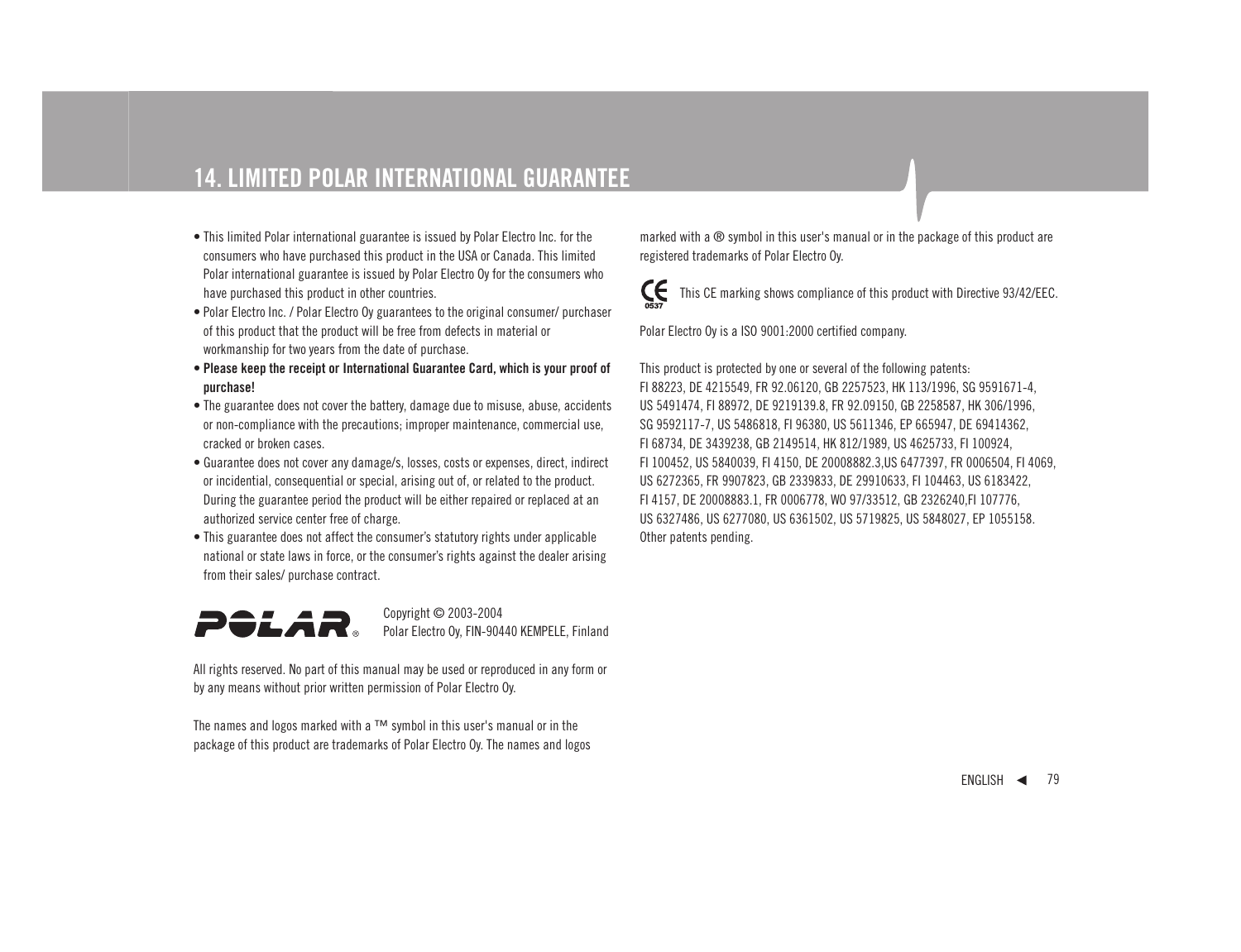# 14. LIMITED POLAR INTERNATIONAL GUARANTEE

- This limited Polar international guarantee is issued by Polar Electro Inc. for the consumers who have purchased this product in the USA or Canada. This limited Polar international guarantee is issued by Polar Electro Oy for the consumers who have purchased this product in other countries.
- Polar Electro Inc. / Polar Electro Oy guarantees to the original consumer/ purchaser of this product that the product will be free from defects in material or workmanship for two years from the date of purchase.
- **Please keep the receipt or International Guarantee Card, which is your proof of purchase!**
- The guarantee does not cover the battery, damage due to misuse, abuse, accidents or non-compliance with the precautions; improper maintenance, commercial use, cracked or broken cases.
- Guarantee does not cover any damage/s, losses, costs or expenses, direct, indirect or incidental, consequential or special, arising out of, or related to the product. During the guarantee period the product will be either repaired or replaced at an authorized service center free of charge.
- This guarantee does not affect the consumer's statutory rights under applicable national or state laws in force, or the consumer's rights against the dealer arising from their sales/ purchase contract.

POLAR®

Copyright © 2003-2004
Polar Electro Oy, FIN-90440 KEMPELE, Finland

All rights reserved. No part of this manual may be used or reproduced in any form or by any means without prior written permission of Polar Electro Oy.

The names and logos marked with a ™ symbol in this user's manual or in the package of this product are trademarks of Polar Electro Oy. The names and logos marked with a ® symbol in this user's manual or in the package of this product are registered trademarks of Polar Electro Oy.

CE 0537 This CE marking shows compliance of this product with Directive 93/42/EEC.

Polar Electro Oy is a ISO 9001:2000 certified company.

This product is protected by one or several of the following patents:
FI 88223, DE 4215549, FR 92.06120, GB 2257523, HK 113/1996, SG 9591671-4, US 5491474, FI 88972, DE 9219139.8, FR 92.09150, GB 2258587, HK 306/1996, SG 9592117-7, US 5486818, FI 96380, US 5611346, EP 665947, DE 69414362, FI 68734, DE 3439238, GB 2149514, HK 812/1989, US 4625733, FI 100924, FI 100452, US 5840039, FI 4150, DE 20008882.3,US 6477397, FR 0006504, FI 4069, US 6272365, FR 9907823, GB 2339833, DE 29910633, FI 104463, US 6183422, FI 4157, DE 20008883.1, FR 0006778, WO 97/33512, GB 2326240,FI 107776, US 6327486, US 6277080, US 6361502, US 5719825, US 5848027, EP 1055158. Other patents pending.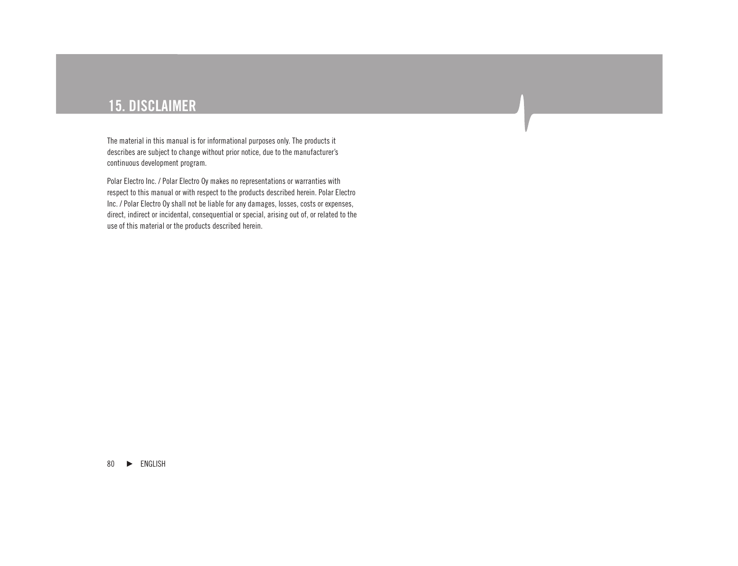# 15. DISCLAIMER

The material in this manual is for informational purposes only. The products it describes are subject to change without prior notice, due to the manufacturer's continuous development program.

Polar Electro Inc. / Polar Electro Oy makes no representations or warranties with respect to this manual or with respect to the products described herein. Polar Electro Inc. / Polar Electro Oy shall not be liable for any damages, losses, costs or expenses, direct, indirect or incidental, consequential or special, arising out of, or related to the use of this material or the products described herein.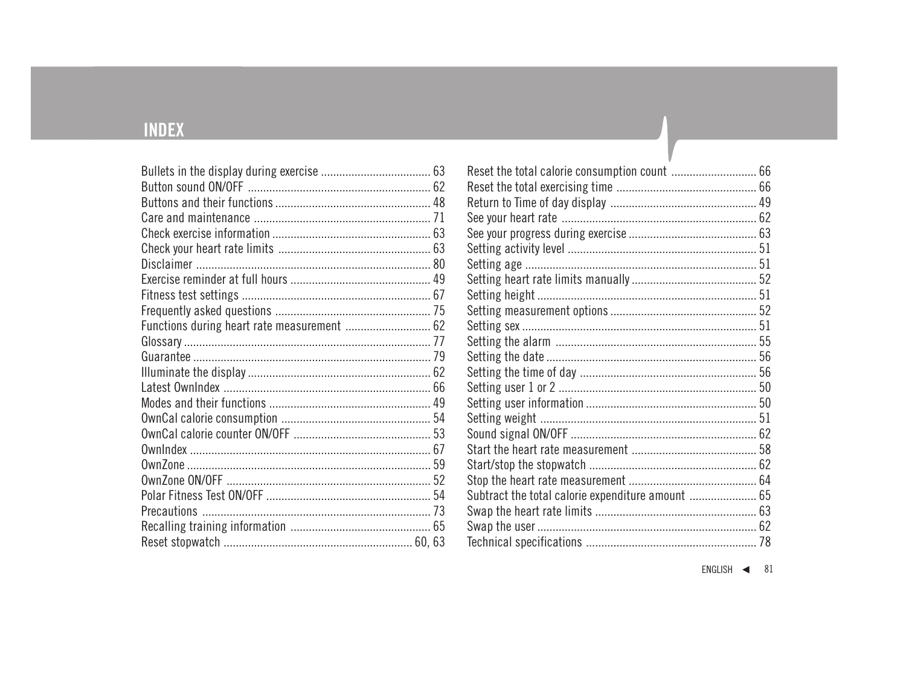# INDEX

Bullets in the display during exercise .................................... 63
Button sound ON/OFF ............................................................ 62
Buttons and their functions ................................................... 48
Care and maintenance ........................................................... 71
Check exercise information .................................................... 63
Check your heart rate limits .................................................. 63
Disclaimer ............................................................................. 80
Exercise reminder at full hours .............................................. 49
Fitness test settings .............................................................. 67
Frequently asked questions ................................................... 75
Functions during heart rate measurement ............................ 62
Glossary ................................................................................. 77
Guarantee .............................................................................. 79
Illuminate the display ............................................................ 62
Latest OwnIndex .................................................................... 66
Modes and their functions ..................................................... 49
OwnCal calorie consumption ................................................. 54
OwnCal calorie counter ON/OFF ............................................. 53
OwnIndex ............................................................................... 67
OwnZone ................................................................................ 59
OwnZone ON/OFF ................................................................... 52
Polar Fitness Test ON/OFF ...................................................... 54
Precautions ........................................................................... 73
Recalling training information .............................................. 65
Reset stopwatch ............................................................. 60, 63
Reset the total calorie consumption count ............................ 66
Reset the total exercising time .............................................. 66
Return to Time of day display ................................................ 49
See your heart rate ................................................................ 62
See your progress during exercise .......................................... 63
Setting activity level .............................................................. 51
Setting age ............................................................................ 51
Setting heart rate limits manually ......................................... 52
Setting height ........................................................................ 51
Setting measurement options ................................................ 52
Setting sex ............................................................................. 51
Setting the alarm .................................................................. 55
Setting the date ..................................................................... 56
Setting the time of day .......................................................... 56
Setting user 1 or 2 ................................................................. 50
Setting user information ........................................................ 50
Setting weight ....................................................................... 51
Sound signal ON/OFF ............................................................. 62
Start the heart rate measurement ......................................... 58
Start/stop the stopwatch ....................................................... 62
Stop the heart rate measurement .......................................... 64
Subtract the total calorie expenditure amount ...................... 65
Swap the heart rate limits ..................................................... 63
Swap the user ........................................................................ 62
Technical specifications ........................................................ 78